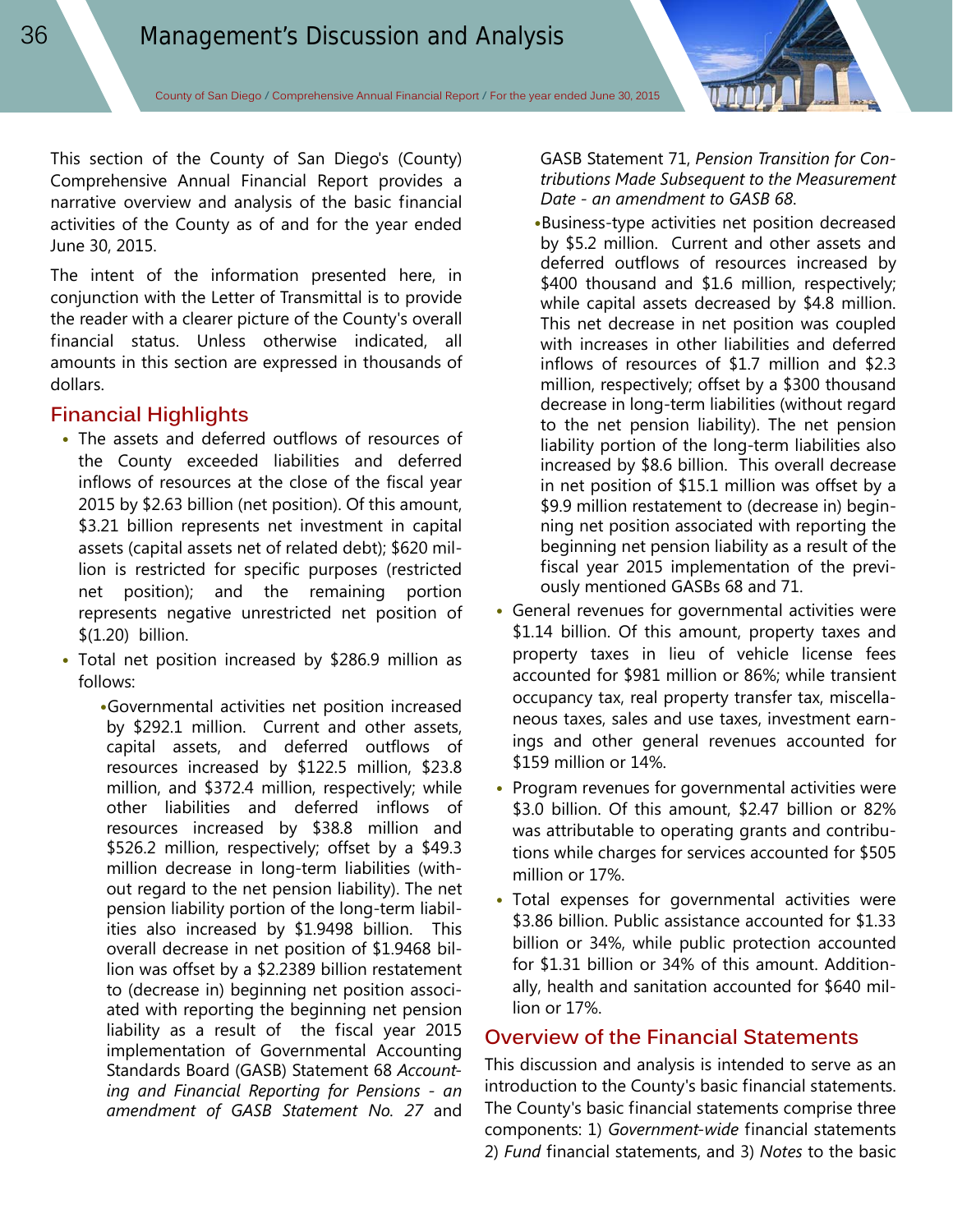# Management's Discussion and Analysis

This section of the County of San Diego's (County) Comprehensive Annual Financial Report provides a narrative overview and analysis of the basic financial activities of the County as of and for the year ended June 30, 2015.

The intent of the information presented here, in conjunction with the Letter of Transmittal is to provide the reader with a clearer picture of the County's overall financial status. Unless otherwise indicated, all amounts in this section are expressed in thousands of dollars.

## Financial Highlights

- The assets and deferred outflows of resources of the County exceeded liabilities and deferred inflows of resources at the close of the fiscal year 2015 by $2.63 billion (net position). Of this amount, $3.21 billion represents net investment in capital assets (capital assets net of related debt); $620 million is restricted for specific purposes (restricted net position); and the remaining portion represents negative unrestricted net position of $(1.20) billion.
- Total net position increased by $286.9 million as follows:
  - Governmental activities net position increased by $292.1 million. Current and other assets, capital assets, and deferred outflows of resources increased by $122.5 million, $23.8 million, and $372.4 million, respectively; while other liabilities and deferred inflows of resources increased by $38.8 million and $526.2 million, respectively; offset by a $49.3 million decrease in long-term liabilities (without regard to the net pension liability). The net pension liability portion of the long-term liabilities also increased by $1.9498 billion. This overall decrease in net position of $1.9468 billion was offset by a $2.2389 billion restatement to (decrease in) beginning net position associated with reporting the beginning net pension liability as a result of the fiscal year 2015 implementation of Governmental Accounting Standards Board (GASB) Statement 68 *Accounting and Financial Reporting for Pensions - an amendment of GASB Statement No. 27* and GASB Statement 71, *Pension Transition for Contributions Made Subsequent to the Measurement Date - an amendment to GASB 68*.
  - Business-type activities net position decreased by $5.2 million. Current and other assets and deferred outflows of resources increased by $400 thousand and $1.6 million, respectively; while capital assets decreased by $4.8 million. This net decrease in net position was coupled with increases in other liabilities and deferred inflows of resources of $1.7 million and $2.3 million, respectively; offset by a $300 thousand decrease in long-term liabilities (without regard to the net pension liability). The net pension liability portion of the long-term liabilities also increased by $8.6 billion. This overall decrease in net position of $15.1 million was offset by a $9.9 million restatement to (decrease in) beginning net position associated with reporting the beginning net pension liability as a result of the fiscal year 2015 implementation of the previously mentioned GASBs 68 and 71.
- General revenues for governmental activities were $1.14 billion. Of this amount, property taxes and property taxes in lieu of vehicle license fees accounted for $981 million or 86%; while transient occupancy tax, real property transfer tax, miscellaneous taxes, sales and use taxes, investment earnings and other general revenues accounted for $159 million or 14%.
- Program revenues for governmental activities were $3.0 billion. Of this amount, $2.47 billion or 82% was attributable to operating grants and contributions while charges for services accounted for $505 million or 17%.
- Total expenses for governmental activities were $3.86 billion. Public assistance accounted for $1.33 billion or 34%, while public protection accounted for $1.31 billion or 34% of this amount. Additionally, health and sanitation accounted for $640 million or 17%.

## Overview of the Financial Statements

This discussion and analysis is intended to serve as an introduction to the County's basic financial statements. The County's basic financial statements comprise three components: 1) *Government-wide* financial statements 2) *Fund* financial statements, and 3) *Notes* to the basic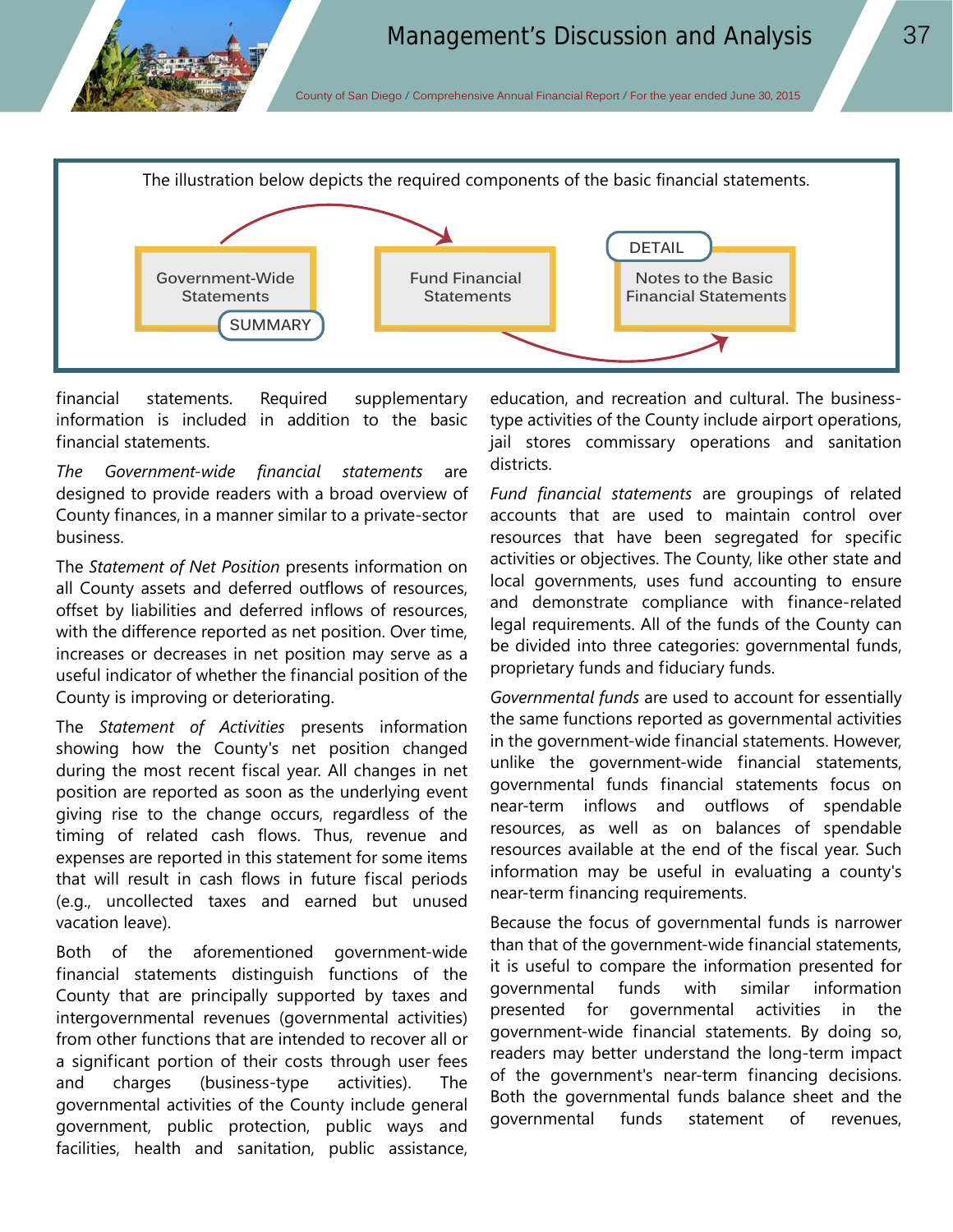The illustration below depicts the required components of the basic financial statements.

Government-Wide Statements

SUMMARY

Fund Financial Statements

DETAIL

Notes to the Basic Financial Statements

financial statements. Required supplementary information is included in addition to the basic financial statements.

*The Government-wide financial statements* are designed to provide readers with a broad overview of County finances, in a manner similar to a private-sector business.

The *Statement of Net Position* presents information on all County assets and deferred outflows of resources, offset by liabilities and deferred inflows of resources, with the difference reported as net position. Over time, increases or decreases in net position may serve as a useful indicator of whether the financial position of the County is improving or deteriorating.

The *Statement of Activities* presents information showing how the County's net position changed during the most recent fiscal year. All changes in net position are reported as soon as the underlying event giving rise to the change occurs, regardless of the timing of related cash flows. Thus, revenue and expenses are reported in this statement for some items that will result in cash flows in future fiscal periods (e.g., uncollected taxes and earned but unused vacation leave).

Both of the aforementioned government-wide financial statements distinguish functions of the County that are principally supported by taxes and intergovernmental revenues (governmental activities) from other functions that are intended to recover all or a significant portion of their costs through user fees and charges (business-type activities). The governmental activities of the County include general government, public protection, public ways and facilities, health and sanitation, public assistance, education, and recreation and cultural. The business-type activities of the County include airport operations, jail stores commissary operations and sanitation districts.

*Fund financial statements* are groupings of related accounts that are used to maintain control over resources that have been segregated for specific activities or objectives. The County, like other state and local governments, uses fund accounting to ensure and demonstrate compliance with finance-related legal requirements. All of the funds of the County can be divided into three categories: governmental funds, proprietary funds and fiduciary funds.

*Governmental funds* are used to account for essentially the same functions reported as governmental activities in the government-wide financial statements. However, unlike the government-wide financial statements, governmental funds financial statements focus on near-term inflows and outflows of spendable resources, as well as on balances of spendable resources available at the end of the fiscal year. Such information may be useful in evaluating a county's near-term financing requirements.

Because the focus of governmental funds is narrower than that of the government-wide financial statements, it is useful to compare the information presented for governmental funds with similar information presented for governmental activities in the government-wide financial statements. By doing so, readers may better understand the long-term impact of the government's near-term financing decisions. Both the governmental funds balance sheet and the governmental funds statement of revenues,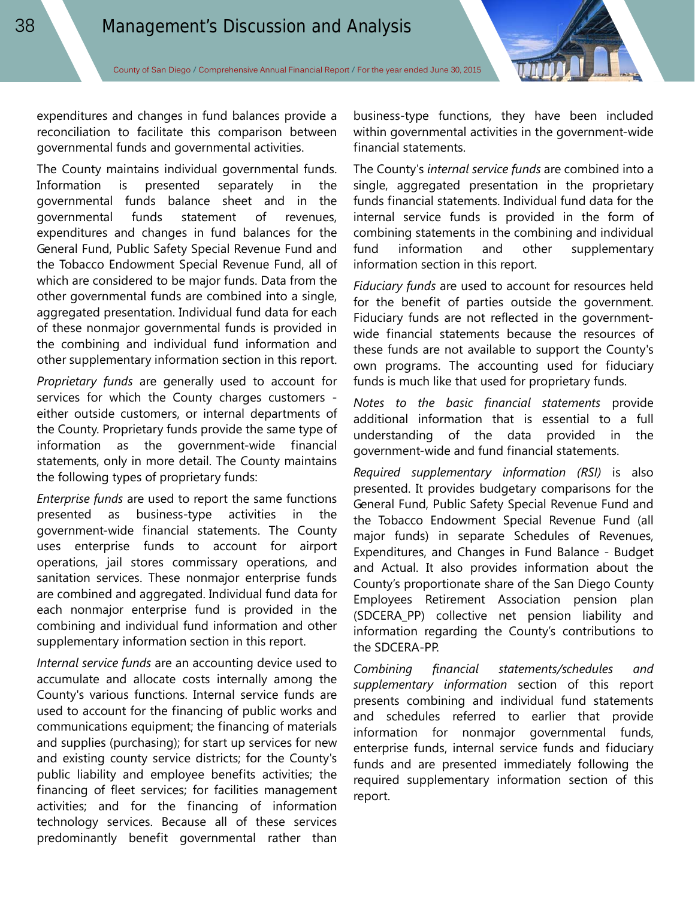expenditures and changes in fund balances provide a reconciliation to facilitate this comparison between governmental funds and governmental activities.

The County maintains individual governmental funds. Information is presented separately in the governmental funds balance sheet and in the governmental funds statement of revenues, expenditures and changes in fund balances for the General Fund, Public Safety Special Revenue Fund and the Tobacco Endowment Special Revenue Fund, all of which are considered to be major funds. Data from the other governmental funds are combined into a single, aggregated presentation. Individual fund data for each of these nonmajor governmental funds is provided in the combining and individual fund information and other supplementary information section in this report.

*Proprietary funds* are generally used to account for services for which the County charges customers - either outside customers, or internal departments of the County. Proprietary funds provide the same type of information as the government-wide financial statements, only in more detail. The County maintains the following types of proprietary funds:

*Enterprise funds* are used to report the same functions presented as business-type activities in the government-wide financial statements. The County uses enterprise funds to account for airport operations, jail stores commissary operations, and sanitation services. These nonmajor enterprise funds are combined and aggregated. Individual fund data for each nonmajor enterprise fund is provided in the combining and individual fund information and other supplementary information section in this report.

*Internal service funds* are an accounting device used to accumulate and allocate costs internally among the County's various functions. Internal service funds are used to account for the financing of public works and communications equipment; the financing of materials and supplies (purchasing); for start up services for new and existing county service districts; for the County's public liability and employee benefits activities; the financing of fleet services; for facilities management activities; and for the financing of information technology services. Because all of these services predominantly benefit governmental rather than business-type functions, they have been included within governmental activities in the government-wide financial statements.

The County's *internal service funds* are combined into a single, aggregated presentation in the proprietary funds financial statements. Individual fund data for the internal service funds is provided in the form of combining statements in the combining and individual fund information and other supplementary information section in this report.

*Fiduciary funds* are used to account for resources held for the benefit of parties outside the government. Fiduciary funds are not reflected in the government-wide financial statements because the resources of these funds are not available to support the County's own programs. The accounting used for fiduciary funds is much like that used for proprietary funds.

*Notes to the basic financial statements* provide additional information that is essential to a full understanding of the data provided in the government-wide and fund financial statements.

*Required supplementary information (RSI)* is also presented. It provides budgetary comparisons for the General Fund, Public Safety Special Revenue Fund and the Tobacco Endowment Special Revenue Fund (all major funds) in separate Schedules of Revenues, Expenditures, and Changes in Fund Balance - Budget and Actual. It also provides information about the County's proportionate share of the San Diego County Employees Retirement Association pension plan (SDCERA_PP) collective net pension liability and information regarding the County's contributions to the SDCERA-PP.

*Combining financial statements/schedules and supplementary information* section of this report presents combining and individual fund statements and schedules referred to earlier that provide information for nonmajor governmental funds, enterprise funds, internal service funds and fiduciary funds and are presented immediately following the required supplementary information section of this report.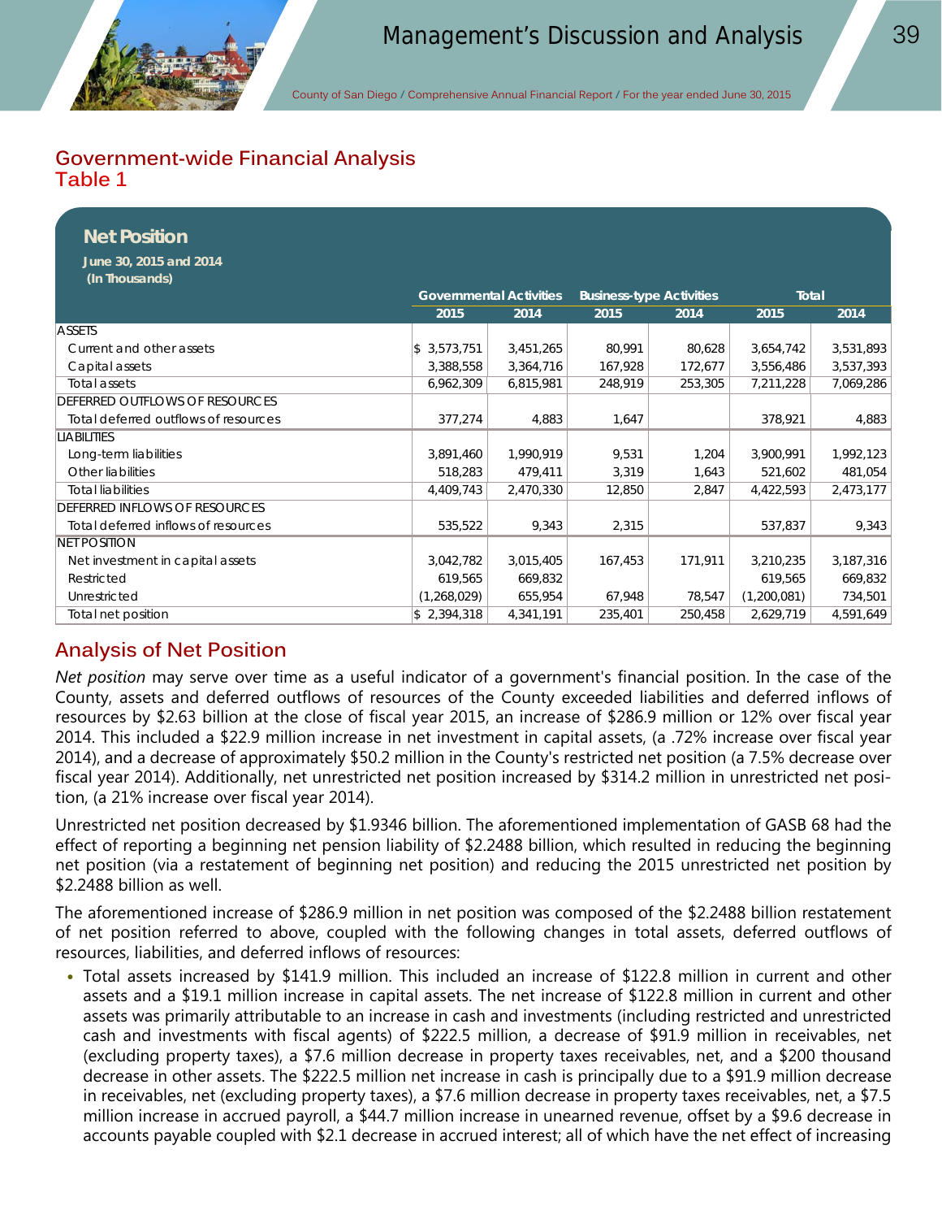## Government-wide Financial Analysis
## Table 1

| Net Position<br>June 30, 2015 and 2014<br>(In Thousands) | Governmental Activities | | Business-type Activities | | Total | |
|---|---|---|---|---|---|---|
| | 2015 | 2014 | 2015 | 2014 | 2015 | 2014 |
| ASSETS | | | | | | |
| Current and other assets | $ 3,573,751 | 3,451,265 | 80,991 | 80,628 | 3,654,742 | 3,531,893 |
| Capital assets | 3,388,558 | 3,364,716 | 167,928 | 172,677 | 3,556,486 | 3,537,393 |
| Total assets | 6,962,309 | 6,815,981 | 248,919 | 253,305 | 7,211,228 | 7,069,286 |
| DEFERRED OUTFLOWS OF RESOURCES | | | | | | |
| Total deferred outflows of resources | 377,274 | 4,883 | 1,647 | | 378,921 | 4,883 |
| LIABILITIES | | | | | | |
| Long-term liabilities | 3,891,460 | 1,990,919 | 9,531 | 1,204 | 3,900,991 | 1,992,123 |
| Other liabilities | 518,283 | 479,411 | 3,319 | 1,643 | 521,602 | 481,054 |
| Total liabilities | 4,409,743 | 2,470,330 | 12,850 | 2,847 | 4,422,593 | 2,473,177 |
| DEFERRED INFLOWS OF RESOURCES | | | | | | |
| Total deferred inflows of resources | 535,522 | 9,343 | 2,315 | | 537,837 | 9,343 |
| NET POSITION | | | | | | |
| Net investment in capital assets | 3,042,782 | 3,015,405 | 167,453 | 171,911 | 3,210,235 | 3,187,316 |
| Restricted | 619,565 | 669,832 | | | 619,565 | 669,832 |
| Unrestricted | (1,268,029) | 655,954 | 67,948 | 78,547 | (1,200,081) | 734,501 |
| Total net position | $ 2,394,318 | 4,341,191 | 235,401 | 250,458 | 2,629,719 | 4,591,649 |

## Analysis of Net Position

*Net position* may serve over time as a useful indicator of a government's financial position. In the case of the County, assets and deferred outflows of resources of the County exceeded liabilities and deferred inflows of resources by $2.63 billion at the close of fiscal year 2015, an increase of $286.9 million or 12% over fiscal year 2014. This included a $22.9 million increase in net investment in capital assets, (a .72% increase over fiscal year 2014), and a decrease of approximately $50.2 million in the County's restricted net position (a 7.5% decrease over fiscal year 2014). Additionally, net unrestricted net position increased by $314.2 million in unrestricted net position, (a 21% increase over fiscal year 2014).

Unrestricted net position decreased by $1.9346 billion. The aforementioned implementation of GASB 68 had the effect of reporting a beginning net pension liability of $2.2488 billion, which resulted in reducing the beginning net position (via a restatement of beginning net position) and reducing the 2015 unrestricted net position by $2.2488 billion as well.

The aforementioned increase of $286.9 million in net position was composed of the $2.2488 billion restatement of net position referred to above, coupled with the following changes in total assets, deferred outflows of resources, liabilities, and deferred inflows of resources:

- Total assets increased by $141.9 million. This included an increase of $122.8 million in current and other assets and a $19.1 million increase in capital assets. The net increase of $122.8 million in current and other assets was primarily attributable to an increase in cash and investments (including restricted and unrestricted cash and investments with fiscal agents) of $222.5 million, a decrease of $91.9 million in receivables, net (excluding property taxes), a $7.6 million decrease in property taxes receivables, net, and a $200 thousand decrease in other assets. The $222.5 million net increase in cash is principally due to a $91.9 million decrease in receivables, net (excluding property taxes), a $7.6 million decrease in property taxes receivables, net, a $7.5 million increase in accrued payroll, a $44.7 million increase in unearned revenue, offset by a $9.6 decrease in accounts payable coupled with $2.1 decrease in accrued interest; all of which have the net effect of increasing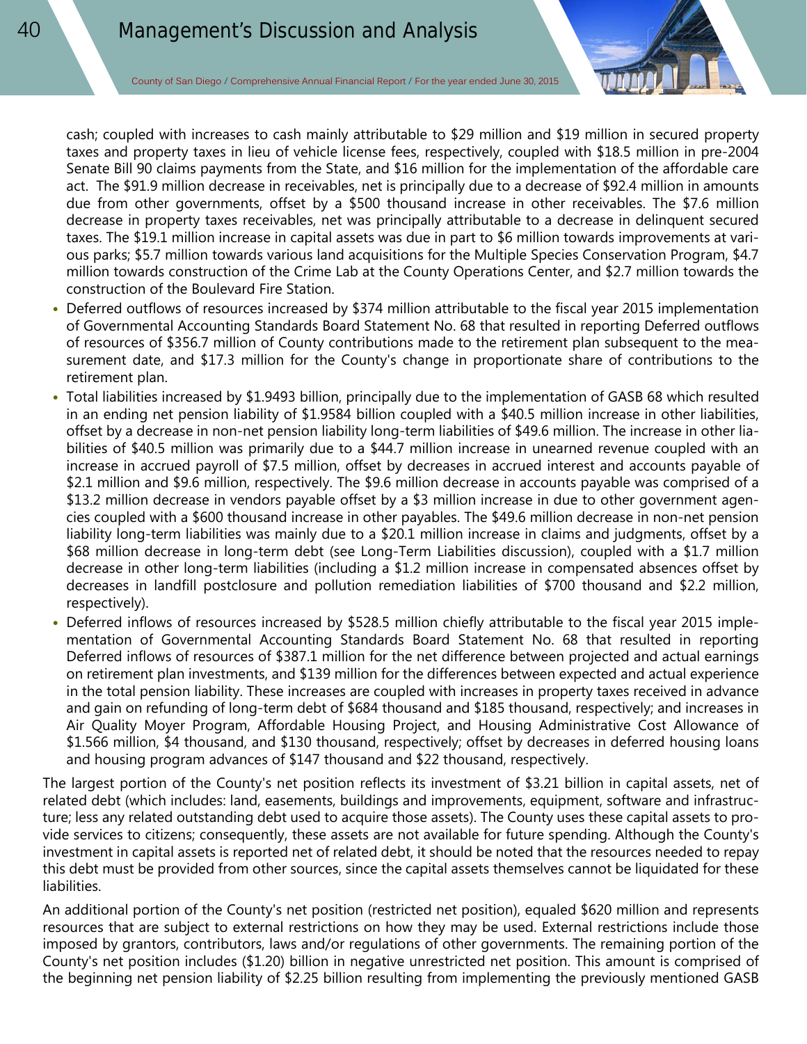cash; coupled with increases to cash mainly attributable to $29 million and $19 million in secured property taxes and property taxes in lieu of vehicle license fees, respectively, coupled with $18.5 million in pre-2004 Senate Bill 90 claims payments from the State, and $16 million for the implementation of the affordable care act. The $91.9 million decrease in receivables, net is principally due to a decrease of $92.4 million in amounts due from other governments, offset by a $500 thousand increase in other receivables. The $7.6 million decrease in property taxes receivables, net was principally attributable to a decrease in delinquent secured taxes. The $19.1 million increase in capital assets was due in part to $6 million towards improvements at various parks; $5.7 million towards various land acquisitions for the Multiple Species Conservation Program, $4.7 million towards construction of the Crime Lab at the County Operations Center, and $2.7 million towards the construction of the Boulevard Fire Station.

- Deferred outflows of resources increased by $374 million attributable to the fiscal year 2015 implementation of Governmental Accounting Standards Board Statement No. 68 that resulted in reporting Deferred outflows of resources of $356.7 million of County contributions made to the retirement plan subsequent to the measurement date, and $17.3 million for the County's change in proportionate share of contributions to the retirement plan.
- Total liabilities increased by $1.9493 billion, principally due to the implementation of GASB 68 which resulted in an ending net pension liability of $1.9584 billion coupled with a $40.5 million increase in other liabilities, offset by a decrease in non-net pension liability long-term liabilities of $49.6 million. The increase in other liabilities of $40.5 million was primarily due to a $44.7 million increase in unearned revenue coupled with an increase in accrued payroll of $7.5 million, offset by decreases in accrued interest and accounts payable of $2.1 million and $9.6 million, respectively. The $9.6 million decrease in accounts payable was comprised of a $13.2 million decrease in vendors payable offset by a $3 million increase in due to other government agencies coupled with a $600 thousand increase in other payables. The $49.6 million decrease in non-net pension liability long-term liabilities was mainly due to a $20.1 million increase in claims and judgments, offset by a $68 million decrease in long-term debt (see Long-Term Liabilities discussion), coupled with a $1.7 million decrease in other long-term liabilities (including a $1.2 million increase in compensated absences offset by decreases in landfill postclosure and pollution remediation liabilities of $700 thousand and $2.2 million, respectively).
- Deferred inflows of resources increased by $528.5 million chiefly attributable to the fiscal year 2015 implementation of Governmental Accounting Standards Board Statement No. 68 that resulted in reporting Deferred inflows of resources of $387.1 million for the net difference between projected and actual earnings on retirement plan investments, and $139 million for the differences between expected and actual experience in the total pension liability. These increases are coupled with increases in property taxes received in advance and gain on refunding of long-term debt of $684 thousand and $185 thousand, respectively; and increases in Air Quality Moyer Program, Affordable Housing Project, and Housing Administrative Cost Allowance of $1.566 million, $4 thousand, and $130 thousand, respectively; offset by decreases in deferred housing loans and housing program advances of $147 thousand and $22 thousand, respectively.

The largest portion of the County's net position reflects its investment of $3.21 billion in capital assets, net of related debt (which includes: land, easements, buildings and improvements, equipment, software and infrastructure; less any related outstanding debt used to acquire those assets). The County uses these capital assets to provide services to citizens; consequently, these assets are not available for future spending. Although the County's investment in capital assets is reported net of related debt, it should be noted that the resources needed to repay this debt must be provided from other sources, since the capital assets themselves cannot be liquidated for these liabilities.

An additional portion of the County's net position (restricted net position), equaled $620 million and represents resources that are subject to external restrictions on how they may be used. External restrictions include those imposed by grantors, contributors, laws and/or regulations of other governments. The remaining portion of the County's net position includes ($1.20) billion in negative unrestricted net position. This amount is comprised of the beginning net pension liability of $2.25 billion resulting from implementing the previously mentioned GASB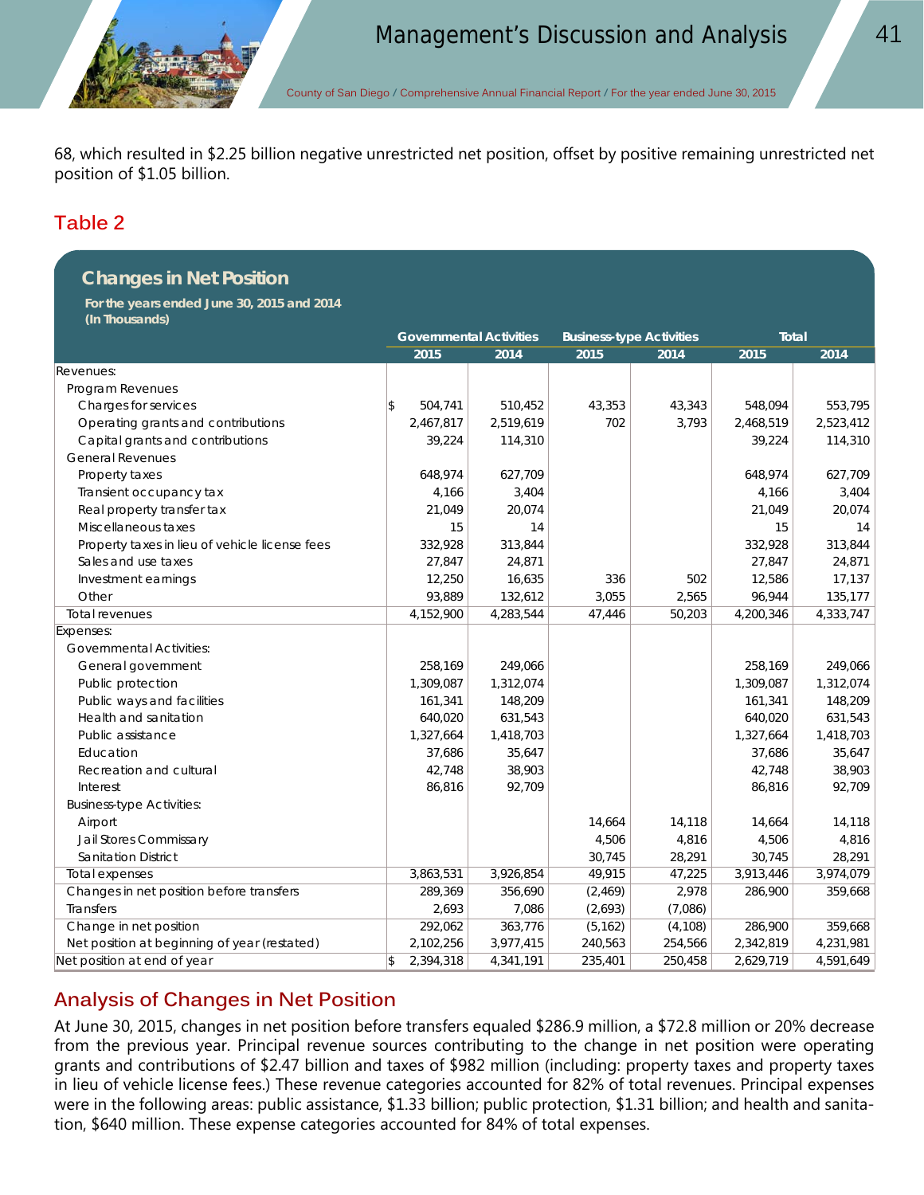68, which resulted in $2.25 billion negative unrestricted net position, offset by positive remaining unrestricted net position of $1.05 billion.

## Table 2

### Changes in Net Position

**For the years ended June 30, 2015 and 2014**
**(In Thousands)**

| | Governmental Activities | | Business-type Activities | | Total | |
|---|---|---|---|---|---|---|
| | 2015 | 2014 | 2015 | 2014 | 2015 | 2014 |
| Revenues: | | | | | | |
| Program Revenues | | | | | | |
| Charges for services | $ 504,741 | 510,452 | 43,353 | 43,343 | 548,094 | 553,795 |
| Operating grants and contributions | 2,467,817 | 2,519,619 | 702 | 3,793 | 2,468,519 | 2,523,412 |
| Capital grants and contributions | 39,224 | 114,310 | | | 39,224 | 114,310 |
| General Revenues | | | | | | |
| Property taxes | 648,974 | 627,709 | | | 648,974 | 627,709 |
| Transient occupancy tax | 4,166 | 3,404 | | | 4,166 | 3,404 |
| Real property transfer tax | 21,049 | 20,074 | | | 21,049 | 20,074 |
| Miscellaneous taxes | 15 | 14 | | | 15 | 14 |
| Property taxes in lieu of vehicle license fees | 332,928 | 313,844 | | | 332,928 | 313,844 |
| Sales and use taxes | 27,847 | 24,871 | | | 27,847 | 24,871 |
| Investment earnings | 12,250 | 16,635 | 336 | 502 | 12,586 | 17,137 |
| Other | 93,889 | 132,612 | 3,055 | 2,565 | 96,944 | 135,177 |
| Total revenues | 4,152,900 | 4,283,544 | 47,446 | 50,203 | 4,200,346 | 4,333,747 |
| Expenses: | | | | | | |
| Governmental Activities: | | | | | | |
| General government | 258,169 | 249,066 | | | 258,169 | 249,066 |
| Public protection | 1,309,087 | 1,312,074 | | | 1,309,087 | 1,312,074 |
| Public ways and facilities | 161,341 | 148,209 | | | 161,341 | 148,209 |
| Health and sanitation | 640,020 | 631,543 | | | 640,020 | 631,543 |
| Public assistance | 1,327,664 | 1,418,703 | | | 1,327,664 | 1,418,703 |
| Education | 37,686 | 35,647 | | | 37,686 | 35,647 |
| Recreation and cultural | 42,748 | 38,903 | | | 42,748 | 38,903 |
| Interest | 86,816 | 92,709 | | | 86,816 | 92,709 |
| Business-type Activities: | | | | | | |
| Airport | | | 14,664 | 14,118 | 14,664 | 14,118 |
| Jail Stores Commissary | | | 4,506 | 4,816 | 4,506 | 4,816 |
| Sanitation District | | | 30,745 | 28,291 | 30,745 | 28,291 |
| Total expenses | 3,863,531 | 3,926,854 | 49,915 | 47,225 | 3,913,446 | 3,974,079 |
| Changes in net position before transfers | 289,369 | 356,690 | (2,469) | 2,978 | 286,900 | 359,668 |
| Transfers | 2,693 | 7,086 | (2,693) | (7,086) | | |
| Change in net position | 292,062 | 363,776 | (5,162) | (4,108) | 286,900 | 359,668 |
| Net position at beginning of year (restated) | 2,102,256 | 3,977,415 | 240,563 | 254,566 | 2,342,819 | 4,231,981 |
| Net position at end of year | $ 2,394,318 | 4,341,191 | 235,401 | 250,458 | 2,629,719 | 4,591,649 |

## Analysis of Changes in Net Position

At June 30, 2015, changes in net position before transfers equaled $286.9 million, a $72.8 million or 20% decrease from the previous year. Principal revenue sources contributing to the change in net position were operating grants and contributions of $2.47 billion and taxes of $982 million (including: property taxes and property taxes in lieu of vehicle license fees.) These revenue categories accounted for 82% of total revenues. Principal expenses were in the following areas: public assistance, $1.33 billion; public protection, $1.31 billion; and health and sanitation, $640 million. These expense categories accounted for 84% of total expenses.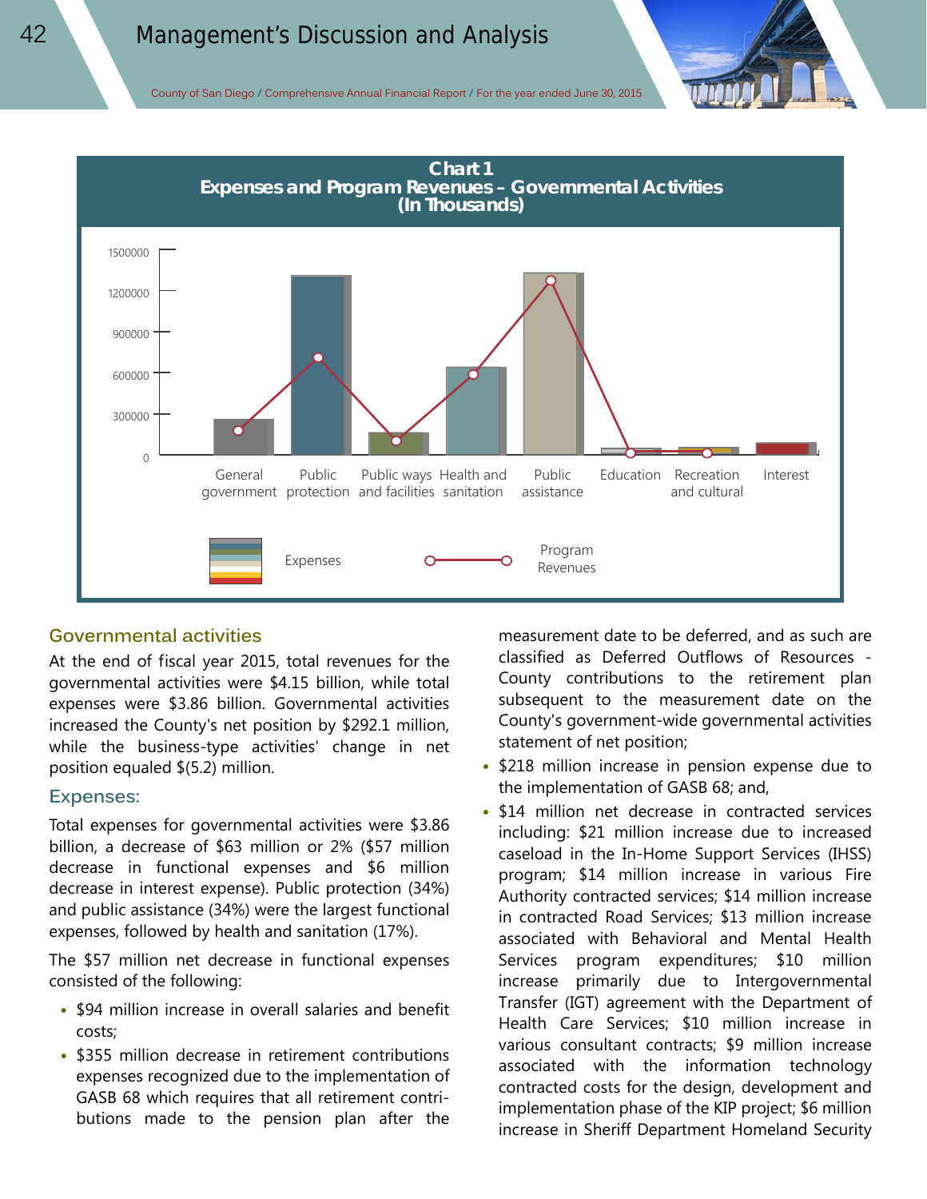**Chart 1**
**Expenses and Program Revenues – Governmental Activities**
**(In Thousands)**

1500000
1200000
900000
600000
300000
0

General government
Public protection
Public ways and facilities
Health and sanitation
Public assistance
Education
Recreation and cultural
Interest

Expenses
Program Revenues

## Governmental activities

At the end of fiscal year 2015, total revenues for the governmental activities were $4.15 billion, while total expenses were $3.86 billion. Governmental activities increased the County's net position by $292.1 million, while the business-type activities' change in net position equaled $(5.2) million.

### Expenses:

Total expenses for governmental activities were $3.86 billion, a decrease of $63 million or 2% ($57 million decrease in functional expenses and $6 million decrease in interest expense). Public protection (34%) and public assistance (34%) were the largest functional expenses, followed by health and sanitation (17%).

The $57 million net decrease in functional expenses consisted of the following:

- $94 million increase in overall salaries and benefit costs;
- $355 million decrease in retirement contributions expenses recognized due to the implementation of GASB 68 which requires that all retirement contributions made to the pension plan after the measurement date to be deferred, and as such are classified as Deferred Outflows of Resources - County contributions to the retirement plan subsequent to the measurement date on the County's government-wide governmental activities statement of net position;
- $218 million increase in pension expense due to the implementation of GASB 68; and,
- $14 million net decrease in contracted services including: $21 million increase due to increased caseload in the In-Home Support Services (IHSS) program; $14 million increase in various Fire Authority contracted services; $14 million increase in contracted Road Services; $13 million increase associated with Behavioral and Mental Health Services program expenditures; $10 million increase primarily due to Intergovernmental Transfer (IGT) agreement with the Department of Health Care Services; $10 million increase in various consultant contracts; $9 million increase associated with the information technology contracted costs for the design, development and implementation phase of the KIP project; $6 million increase in Sheriff Department Homeland Security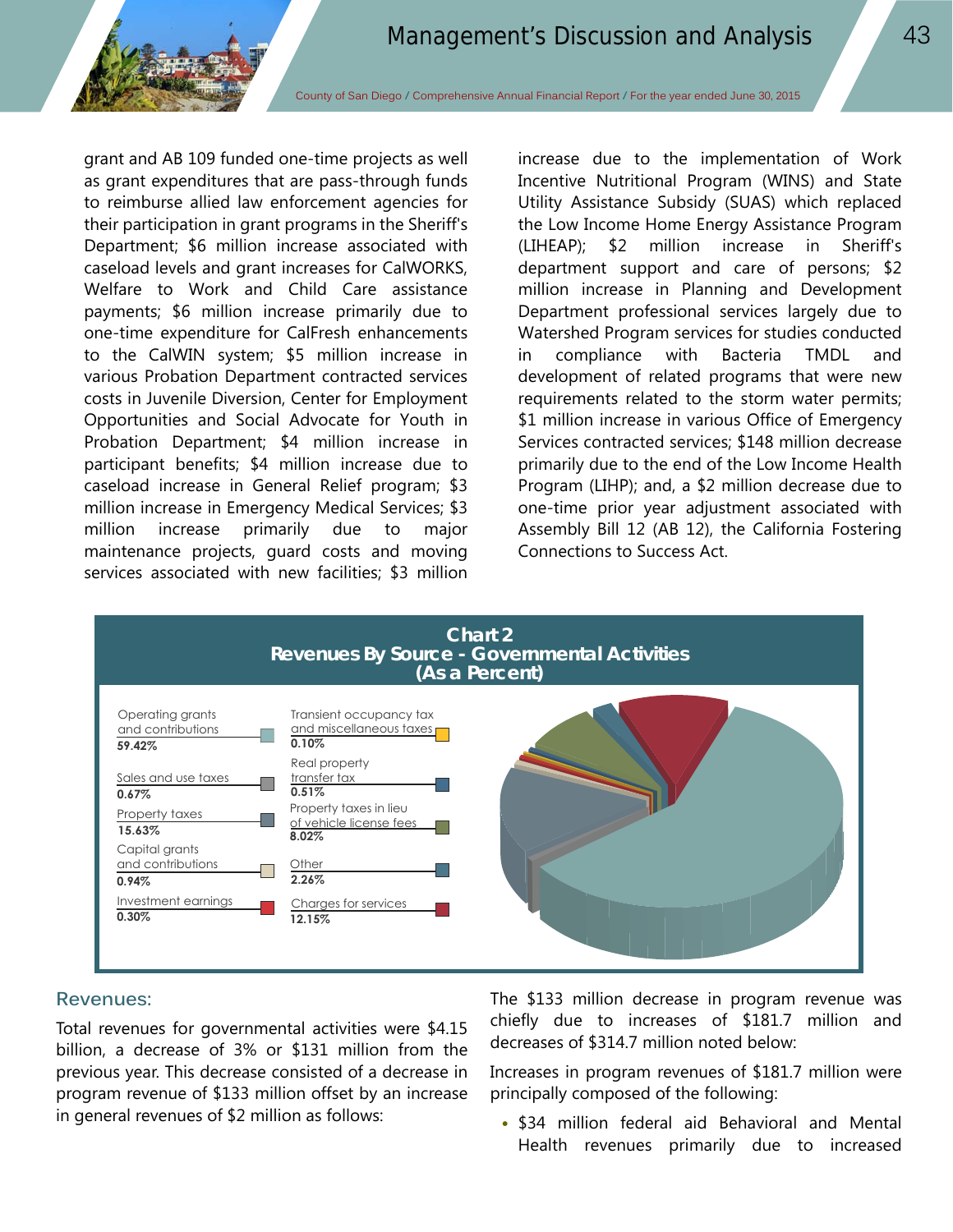grant and AB 109 funded one-time projects as well as grant expenditures that are pass-through funds to reimburse allied law enforcement agencies for their participation in grant programs in the Sheriff's Department; $6 million increase associated with caseload levels and grant increases for CalWORKS, Welfare to Work and Child Care assistance payments; $6 million increase primarily due to one-time expenditure for CalFresh enhancements to the CalWIN system; $5 million increase in various Probation Department contracted services costs in Juvenile Diversion, Center for Employment Opportunities and Social Advocate for Youth in Probation Department; $4 million increase in participant benefits; $4 million increase due to caseload increase in General Relief program; $3 million increase in Emergency Medical Services; $3 million increase primarily due to major maintenance projects, guard costs and moving services associated with new facilities; $3 million increase due to the implementation of Work Incentive Nutritional Program (WINS) and State Utility Assistance Subsidy (SUAS) which replaced the Low Income Home Energy Assistance Program (LIHEAP); $2 million increase in Sheriff's department support and care of persons; $2 million increase in Planning and Development Department professional services largely due to Watershed Program services for studies conducted in compliance with Bacteria TMDL and development of related programs that were new requirements related to the storm water permits; $1 million increase in various Office of Emergency Services contracted services; $148 million decrease primarily due to the end of the Low Income Health Program (LIHP); and, a $2 million decrease due to one-time prior year adjustment associated with Assembly Bill 12 (AB 12), the California Fostering Connections to Success Act.

**Chart 2**
**Revenues By Source - Governmental Activities**
**(As a Percent)**

Operating grants and contributions
59.42%
Sales and use taxes
0.67%
Property taxes
15.63%
Capital grants and contributions
0.94%
Investment earnings
0.30%
Transient occupancy tax and miscellaneous taxes
0.10%
Real property transfer tax
0.51%
Property taxes in lieu of vehicle license fees
8.02%
Other
2.26%
Charges for services
12.15%

## Revenues:

Total revenues for governmental activities were $4.15 billion, a decrease of 3% or $131 million from the previous year. This decrease consisted of a decrease in program revenue of $133 million offset by an increase in general revenues of $2 million as follows:

The $133 million decrease in program revenue was chiefly due to increases of $181.7 million and decreases of $314.7 million noted below:

Increases in program revenues of $181.7 million were principally composed of the following:

- $34 million federal aid Behavioral and Mental Health revenues primarily due to increased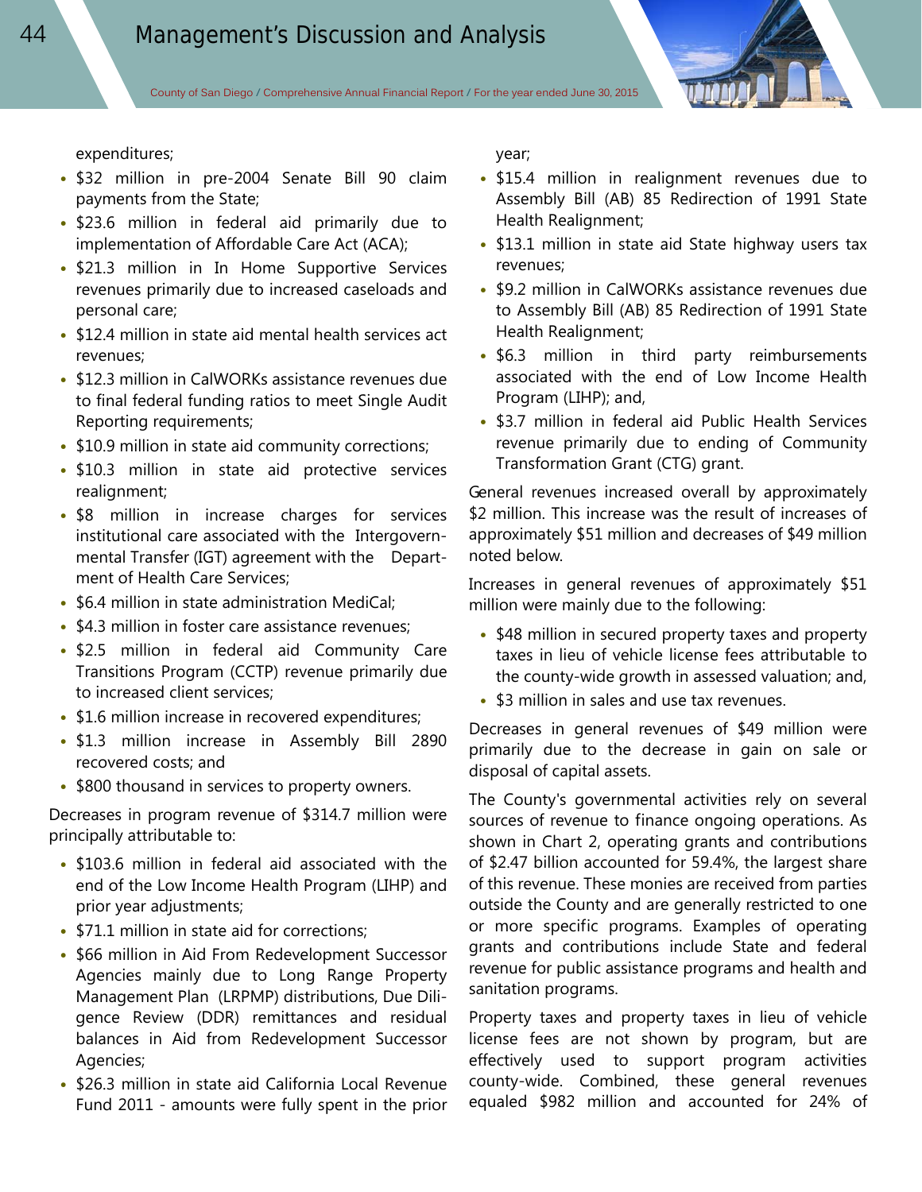expenditures;

- $32 million in pre-2004 Senate Bill 90 claim payments from the State;
- $23.6 million in federal aid primarily due to implementation of Affordable Care Act (ACA);
- $21.3 million in In Home Supportive Services revenues primarily due to increased caseloads and personal care;
- $12.4 million in state aid mental health services act revenues;
- $12.3 million in CalWORKs assistance revenues due to final federal funding ratios to meet Single Audit Reporting requirements;
- $10.9 million in state aid community corrections;
- $10.3 million in state aid protective services realignment;
- $8 million in increase charges for services institutional care associated with the Intergovernmental Transfer (IGT) agreement with the Department of Health Care Services;
- $6.4 million in state administration MediCal;
- $4.3 million in foster care assistance revenues;
- $2.5 million in federal aid Community Care Transitions Program (CCTP) revenue primarily due to increased client services;
- $1.6 million increase in recovered expenditures;
- $1.3 million increase in Assembly Bill 2890 recovered costs; and
- $800 thousand in services to property owners.

Decreases in program revenue of $314.7 million were principally attributable to:

- $103.6 million in federal aid associated with the end of the Low Income Health Program (LIHP) and prior year adjustments;
- $71.1 million in state aid for corrections;
- $66 million in Aid From Redevelopment Successor Agencies mainly due to Long Range Property Management Plan (LRPMP) distributions, Due Diligence Review (DDR) remittances and residual balances in Aid from Redevelopment Successor Agencies;
- $26.3 million in state aid California Local Revenue Fund 2011 - amounts were fully spent in the prior year;
- $15.4 million in realignment revenues due to Assembly Bill (AB) 85 Redirection of 1991 State Health Realignment;
- $13.1 million in state aid State highway users tax revenues;
- $9.2 million in CalWORKs assistance revenues due to Assembly Bill (AB) 85 Redirection of 1991 State Health Realignment;
- $6.3 million in third party reimbursements associated with the end of Low Income Health Program (LIHP); and,
- $3.7 million in federal aid Public Health Services revenue primarily due to ending of Community Transformation Grant (CTG) grant.

General revenues increased overall by approximately $2 million. This increase was the result of increases of approximately $51 million and decreases of $49 million noted below.

Increases in general revenues of approximately $51 million were mainly due to the following:

- $48 million in secured property taxes and property taxes in lieu of vehicle license fees attributable to the county-wide growth in assessed valuation; and,
- $3 million in sales and use tax revenues.

Decreases in general revenues of $49 million were primarily due to the decrease in gain on sale or disposal of capital assets.

The County's governmental activities rely on several sources of revenue to finance ongoing operations. As shown in Chart 2, operating grants and contributions of $2.47 billion accounted for 59.4%, the largest share of this revenue. These monies are received from parties outside the County and are generally restricted to one or more specific programs. Examples of operating grants and contributions include State and federal revenue for public assistance programs and health and sanitation programs.

Property taxes and property taxes in lieu of vehicle license fees are not shown by program, but are effectively used to support program activities county-wide. Combined, these general revenues equaled $982 million and accounted for 24% of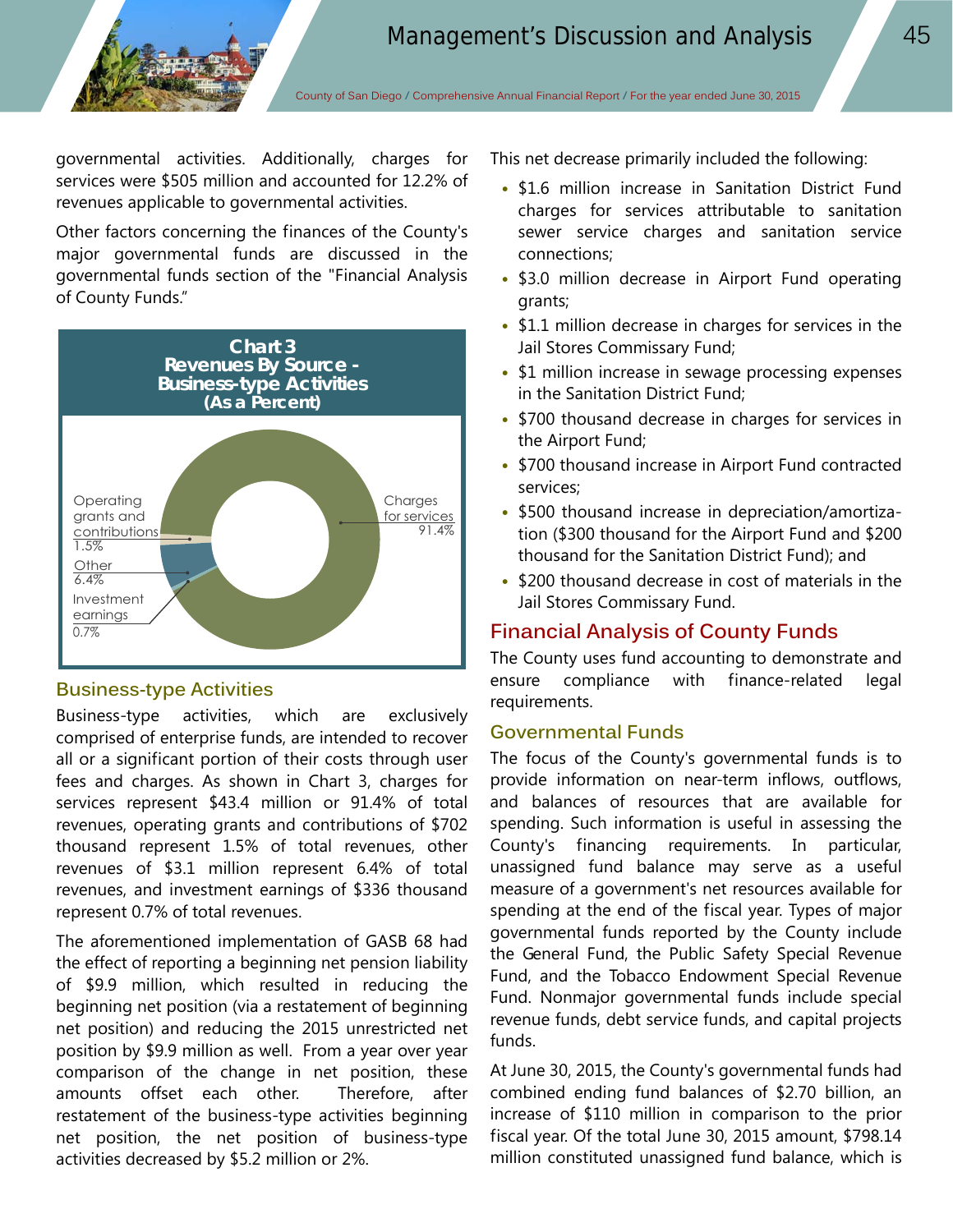governmental activities. Additionally, charges for services were $505 million and accounted for 12.2% of revenues applicable to governmental activities.

Other factors concerning the finances of the County's major governmental funds are discussed in the governmental funds section of the "Financial Analysis of County Funds."

**Chart 3**
**Revenues By Source - Business-type Activities**
**(As a Percent)**

Operating grants and contributions
1.5%
Other
6.4%
Investment earnings
0.7%
Charges for services
91.4%

### Business-type Activities

Business-type activities, which are exclusively comprised of enterprise funds, are intended to recover all or a significant portion of their costs through user fees and charges. As shown in Chart 3, charges for services represent $43.4 million or 91.4% of total revenues, operating grants and contributions of $702 thousand represent 1.5% of total revenues, other revenues of $3.1 million represent 6.4% of total revenues, and investment earnings of $336 thousand represent 0.7% of total revenues.

The aforementioned implementation of GASB 68 had the effect of reporting a beginning net pension liability of $9.9 million, which resulted in reducing the beginning net position (via a restatement of beginning net position) and reducing the 2015 unrestricted net position by $9.9 million as well. From a year over year comparison of the change in net position, these amounts offset each other. Therefore, after restatement of the business-type activities beginning net position, the net position of business-type activities decreased by $5.2 million or 2%.

This net decrease primarily included the following:

- $1.6 million increase in Sanitation District Fund charges for services attributable to sanitation sewer service charges and sanitation service connections;
- $3.0 million decrease in Airport Fund operating grants;
- $1.1 million decrease in charges for services in the Jail Stores Commissary Fund;
- $1 million increase in sewage processing expenses in the Sanitation District Fund;
- $700 thousand decrease in charges for services in the Airport Fund;
- $700 thousand increase in Airport Fund contracted services;
- $500 thousand increase in depreciation/amortization ($300 thousand for the Airport Fund and $200 thousand for the Sanitation District Fund); and
- $200 thousand decrease in cost of materials in the Jail Stores Commissary Fund.

## Financial Analysis of County Funds

The County uses fund accounting to demonstrate and ensure compliance with finance-related legal requirements.

### Governmental Funds

The focus of the County's governmental funds is to provide information on near-term inflows, outflows, and balances of resources that are available for spending. Such information is useful in assessing the County's financing requirements. In particular, unassigned fund balance may serve as a useful measure of a government's net resources available for spending at the end of the fiscal year. Types of major governmental funds reported by the County include the General Fund, the Public Safety Special Revenue Fund, and the Tobacco Endowment Special Revenue Fund. Nonmajor governmental funds include special revenue funds, debt service funds, and capital projects funds.

At June 30, 2015, the County's governmental funds had combined ending fund balances of $2.70 billion, an increase of $110 million in comparison to the prior fiscal year. Of the total June 30, 2015 amount, $798.14 million constituted unassigned fund balance, which is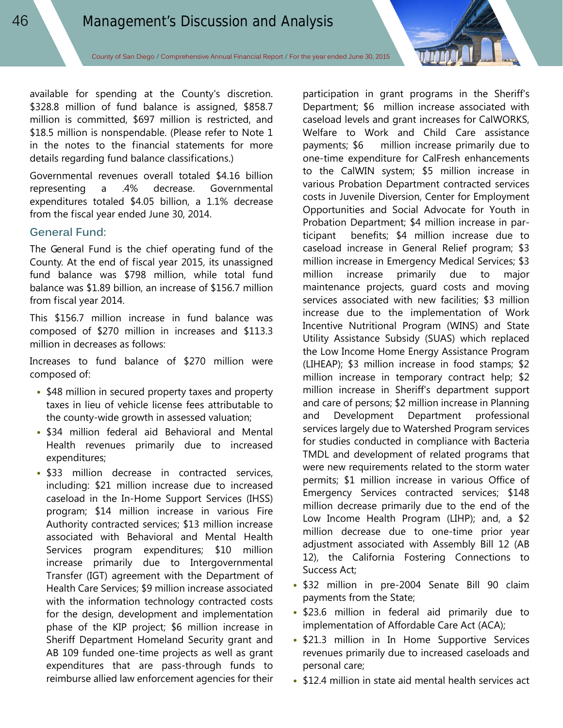available for spending at the County's discretion. $328.8 million of fund balance is assigned, $858.7 million is committed, $697 million is restricted, and $18.5 million is nonspendable. (Please refer to Note 1 in the notes to the financial statements for more details regarding fund balance classifications.)

Governmental revenues overall totaled $4.16 billion representing a .4% decrease. Governmental expenditures totaled $4.05 billion, a 1.1% decrease from the fiscal year ended June 30, 2014.

### General Fund:

The General Fund is the chief operating fund of the County. At the end of fiscal year 2015, its unassigned fund balance was $798 million, while total fund balance was $1.89 billion, an increase of $156.7 million from fiscal year 2014.

This $156.7 million increase in fund balance was composed of $270 million in increases and $113.3 million in decreases as follows:

Increases to fund balance of $270 million were composed of:

- $48 million in secured property taxes and property taxes in lieu of vehicle license fees attributable to the county-wide growth in assessed valuation;
- $34 million federal aid Behavioral and Mental Health revenues primarily due to increased expenditures;
- $33 million decrease in contracted services, including: $21 million increase due to increased caseload in the In-Home Support Services (IHSS) program; $14 million increase in various Fire Authority contracted services; $13 million increase associated with Behavioral and Mental Health Services program expenditures; $10 million increase primarily due to Intergovernmental Transfer (IGT) agreement with the Department of Health Care Services; $9 million increase associated with the information technology contracted costs for the design, development and implementation phase of the KIP project; $6 million increase in Sheriff Department Homeland Security grant and AB 109 funded one-time projects as well as grant expenditures that are pass-through funds to reimburse allied law enforcement agencies for their participation in grant programs in the Sheriff's Department; $6 million increase associated with caseload levels and grant increases for CalWORKS, Welfare to Work and Child Care assistance payments; $6 million increase primarily due to one-time expenditure for CalFresh enhancements to the CalWIN system; $5 million increase in various Probation Department contracted services costs in Juvenile Diversion, Center for Employment Opportunities and Social Advocate for Youth in Probation Department; $4 million increase in participant benefits; $4 million increase due to caseload increase in General Relief program; $3 million increase in Emergency Medical Services; $3 million increase primarily due to major maintenance projects, guard costs and moving services associated with new facilities; $3 million increase due to the implementation of Work Incentive Nutritional Program (WINS) and State Utility Assistance Subsidy (SUAS) which replaced the Low Income Home Energy Assistance Program (LIHEAP); $3 million increase in food stamps; $2 million increase in temporary contract help; $2 million increase in Sheriff's department support and care of persons; $2 million increase in Planning and Development Department professional services largely due to Watershed Program services for studies conducted in compliance with Bacteria TMDL and development of related programs that were new requirements related to the storm water permits; $1 million increase in various Office of Emergency Services contracted services; $148 million decrease primarily due to the end of the Low Income Health Program (LIHP); and, a $2 million decrease due to one-time prior year adjustment associated with Assembly Bill 12 (AB 12), the California Fostering Connections to Success Act;
- $32 million in pre-2004 Senate Bill 90 claim payments from the State;
- $23.6 million in federal aid primarily due to implementation of Affordable Care Act (ACA);
- $21.3 million in In Home Supportive Services revenues primarily due to increased caseloads and personal care;
- $12.4 million in state aid mental health services act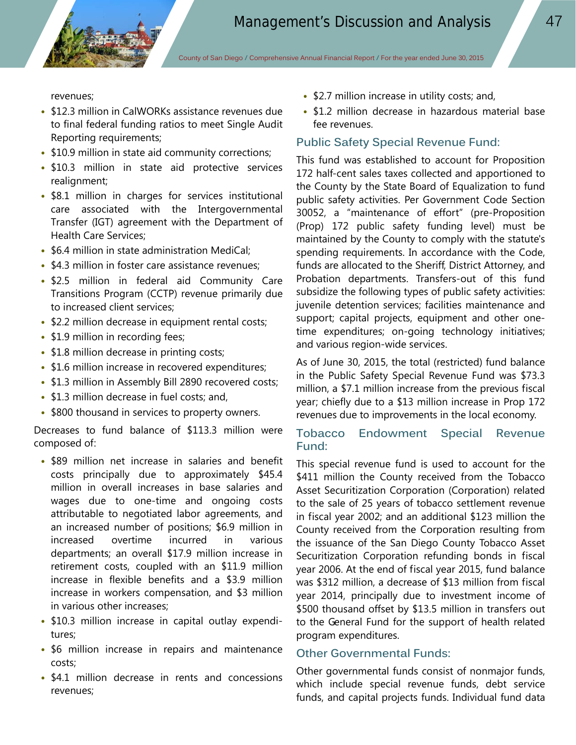revenues;

- $12.3 million in CalWORKs assistance revenues due to final federal funding ratios to meet Single Audit Reporting requirements;
- $10.9 million in state aid community corrections;
- $10.3 million in state aid protective services realignment;
- $8.1 million in charges for services institutional care associated with the Intergovernmental Transfer (IGT) agreement with the Department of Health Care Services;
- $6.4 million in state administration MediCal;
- $4.3 million in foster care assistance revenues;
- $2.5 million in federal aid Community Care Transitions Program (CCTP) revenue primarily due to increased client services;
- $2.2 million decrease in equipment rental costs;
- $1.9 million in recording fees;
- $1.8 million decrease in printing costs;
- $1.6 million increase in recovered expenditures;
- $1.3 million in Assembly Bill 2890 recovered costs;
- $1.3 million decrease in fuel costs; and,
- $800 thousand in services to property owners.

Decreases to fund balance of $113.3 million were composed of:

- $89 million net increase in salaries and benefit costs principally due to approximately $45.4 million in overall increases in base salaries and wages due to one-time and ongoing costs attributable to negotiated labor agreements, and an increased number of positions; $6.9 million in increased overtime incurred in various departments; an overall $17.9 million increase in retirement costs, coupled with an $11.9 million increase in flexible benefits and a $3.9 million increase in workers compensation, and $3 million in various other increases;
- $10.3 million increase in capital outlay expenditures;
- $6 million increase in repairs and maintenance costs;
- $4.1 million decrease in rents and concessions revenues;
- $2.7 million increase in utility costs; and,
- $1.2 million decrease in hazardous material base fee revenues.

### Public Safety Special Revenue Fund:

This fund was established to account for Proposition 172 half-cent sales taxes collected and apportioned to the County by the State Board of Equalization to fund public safety activities. Per Government Code Section 30052, a "maintenance of effort" (pre-Proposition (Prop) 172 public safety funding level) must be maintained by the County to comply with the statute's spending requirements. In accordance with the Code, funds are allocated to the Sheriff, District Attorney, and Probation departments. Transfers-out of this fund subsidize the following types of public safety activities: juvenile detention services; facilities maintenance and support; capital projects, equipment and other one-time expenditures; on-going technology initiatives; and various region-wide services.

As of June 30, 2015, the total (restricted) fund balance in the Public Safety Special Revenue Fund was $73.3 million, a $7.1 million increase from the previous fiscal year; chiefly due to a $13 million increase in Prop 172 revenues due to improvements in the local economy.

### Tobacco Endowment Special Revenue Fund:

This special revenue fund is used to account for the $411 million the County received from the Tobacco Asset Securitization Corporation (Corporation) related to the sale of 25 years of tobacco settlement revenue in fiscal year 2002; and an additional $123 million the County received from the Corporation resulting from the issuance of the San Diego County Tobacco Asset Securitization Corporation refunding bonds in fiscal year 2006. At the end of fiscal year 2015, fund balance was $312 million, a decrease of $13 million from fiscal year 2014, principally due to investment income of $500 thousand offset by $13.5 million in transfers out to the General Fund for the support of health related program expenditures.

### Other Governmental Funds:

Other governmental funds consist of nonmajor funds, which include special revenue funds, debt service funds, and capital projects funds. Individual fund data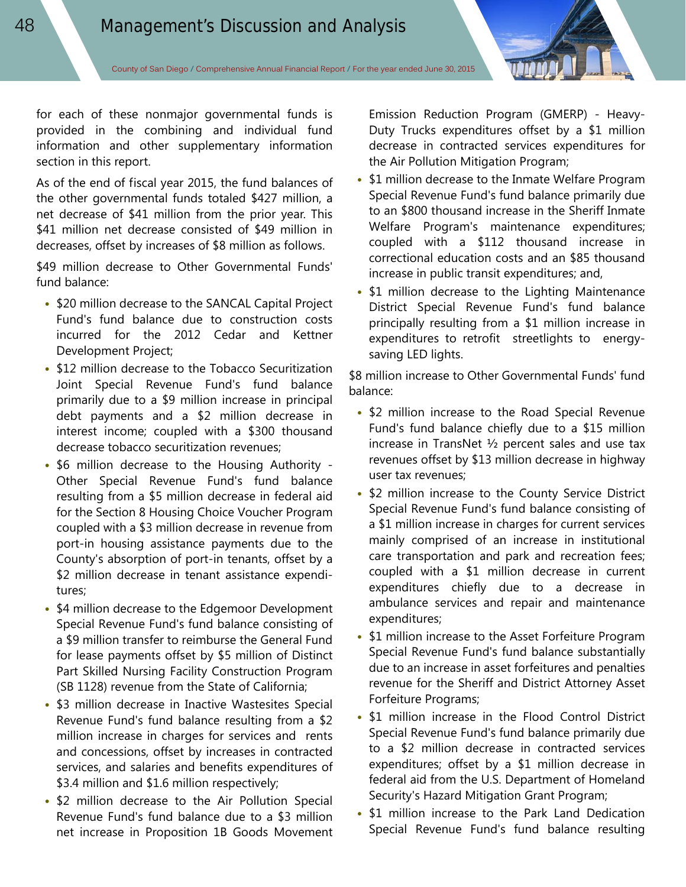for each of these nonmajor governmental funds is provided in the combining and individual fund information and other supplementary information section in this report.

As of the end of fiscal year 2015, the fund balances of the other governmental funds totaled $427 million, a net decrease of $41 million from the prior year. This $41 million net decrease consisted of $49 million in decreases, offset by increases of $8 million as follows.

$49 million decrease to Other Governmental Funds' fund balance:

- $20 million decrease to the SANCAL Capital Project Fund's fund balance due to construction costs incurred for the 2012 Cedar and Kettner Development Project;
- $12 million decrease to the Tobacco Securitization Joint Special Revenue Fund's fund balance primarily due to a $9 million increase in principal debt payments and a $2 million decrease in interest income; coupled with a $300 thousand decrease tobacco securitization revenues;
- $6 million decrease to the Housing Authority - Other Special Revenue Fund's fund balance resulting from a $5 million decrease in federal aid for the Section 8 Housing Choice Voucher Program coupled with a $3 million decrease in revenue from port-in housing assistance payments due to the County's absorption of port-in tenants, offset by a $2 million decrease in tenant assistance expenditures;
- $4 million decrease to the Edgemoor Development Special Revenue Fund's fund balance consisting of a $9 million transfer to reimburse the General Fund for lease payments offset by $5 million of Distinct Part Skilled Nursing Facility Construction Program (SB 1128) revenue from the State of California;
- $3 million decrease in Inactive Wastesites Special Revenue Fund's fund balance resulting from a $2 million increase in charges for services and rents and concessions, offset by increases in contracted services, and salaries and benefits expenditures of $3.4 million and $1.6 million respectively;
- $2 million decrease to the Air Pollution Special Revenue Fund's fund balance due to a $3 million net increase in Proposition 1B Goods Movement Emission Reduction Program (GMERP) - Heavy-Duty Trucks expenditures offset by a $1 million decrease in contracted services expenditures for the Air Pollution Mitigation Program;
- $1 million decrease to the Inmate Welfare Program Special Revenue Fund's fund balance primarily due to an $800 thousand increase in the Sheriff Inmate Welfare Program's maintenance expenditures; coupled with a $112 thousand increase in correctional education costs and an $85 thousand increase in public transit expenditures; and,
- $1 million decrease to the Lighting Maintenance District Special Revenue Fund's fund balance principally resulting from a $1 million increase in expenditures to retrofit streetlights to energy-saving LED lights.

$8 million increase to Other Governmental Funds' fund balance:

- $2 million increase to the Road Special Revenue Fund's fund balance chiefly due to a $15 million increase in TransNet ½ percent sales and use tax revenues offset by $13 million decrease in highway user tax revenues;
- $2 million increase to the County Service District Special Revenue Fund's fund balance consisting of a $1 million increase in charges for current services mainly comprised of an increase in institutional care transportation and park and recreation fees; coupled with a $1 million decrease in current expenditures chiefly due to a decrease in ambulance services and repair and maintenance expenditures;
- $1 million increase to the Asset Forfeiture Program Special Revenue Fund's fund balance substantially due to an increase in asset forfeitures and penalties revenue for the Sheriff and District Attorney Asset Forfeiture Programs;
- $1 million increase in the Flood Control District Special Revenue Fund's fund balance primarily due to a $2 million decrease in contracted services expenditures; offset by a $1 million decrease in federal aid from the U.S. Department of Homeland Security's Hazard Mitigation Grant Program;
- $1 million increase to the Park Land Dedication Special Revenue Fund's fund balance resulting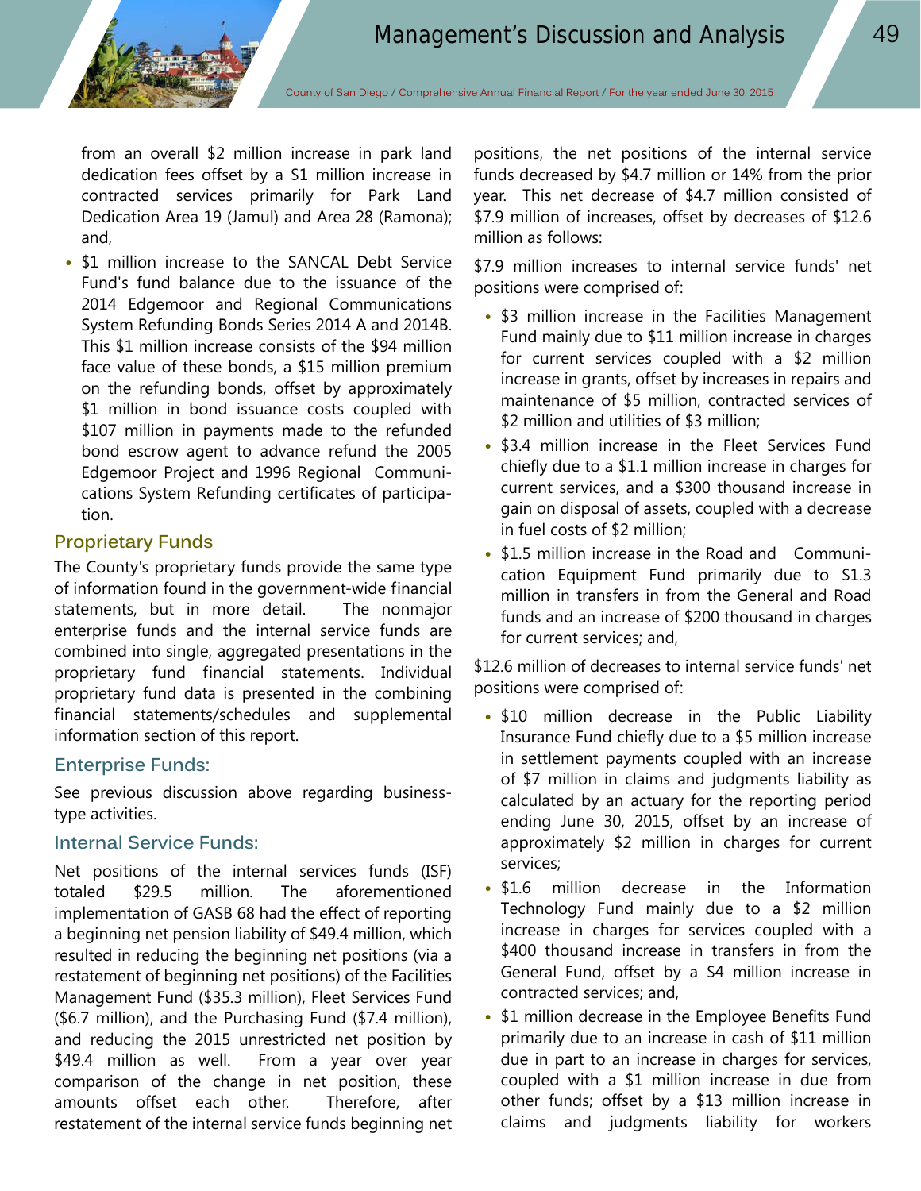from an overall $2 million increase in park land dedication fees offset by a $1 million increase in contracted services primarily for Park Land Dedication Area 19 (Jamul) and Area 28 (Ramona); and,

- $1 million increase to the SANCAL Debt Service Fund's fund balance due to the issuance of the 2014 Edgemoor and Regional Communications System Refunding Bonds Series 2014 A and 2014B. This $1 million increase consists of the $94 million face value of these bonds, a $15 million premium on the refunding bonds, offset by approximately $1 million in bond issuance costs coupled with $107 million in payments made to the refunded bond escrow agent to advance refund the 2005 Edgemoor Project and 1996 Regional Communications System Refunding certificates of participation.

### Proprietary Funds

The County's proprietary funds provide the same type of information found in the government-wide financial statements, but in more detail. The nonmajor enterprise funds and the internal service funds are combined into single, aggregated presentations in the proprietary fund financial statements. Individual proprietary fund data is presented in the combining financial statements/schedules and supplemental information section of this report.

### Enterprise Funds:

See previous discussion above regarding business-type activities.

### Internal Service Funds:

Net positions of the internal services funds (ISF) totaled $29.5 million. The aforementioned implementation of GASB 68 had the effect of reporting a beginning net pension liability of $49.4 million, which resulted in reducing the beginning net positions (via a restatement of beginning net positions) of the Facilities Management Fund ($35.3 million), Fleet Services Fund ($6.7 million), and the Purchasing Fund ($7.4 million), and reducing the 2015 unrestricted net position by $49.4 million as well. From a year over year comparison of the change in net position, these amounts offset each other. Therefore, after restatement of the internal service funds beginning net positions, the net positions of the internal service funds decreased by $4.7 million or 14% from the prior year. This net decrease of $4.7 million consisted of $7.9 million of increases, offset by decreases of $12.6 million as follows:

$7.9 million increases to internal service funds' net positions were comprised of:

- $3 million increase in the Facilities Management Fund mainly due to $11 million increase in charges for current services coupled with a $2 million increase in grants, offset by increases in repairs and maintenance of $5 million, contracted services of $2 million and utilities of $3 million;
- $3.4 million increase in the Fleet Services Fund chiefly due to a $1.1 million increase in charges for current services, and a $300 thousand increase in gain on disposal of assets, coupled with a decrease in fuel costs of $2 million;
- $1.5 million increase in the Road and Communication Equipment Fund primarily due to $1.3 million in transfers in from the General and Road funds and an increase of $200 thousand in charges for current services; and,

$12.6 million of decreases to internal service funds' net positions were comprised of:

- $10 million decrease in the Public Liability Insurance Fund chiefly due to a $5 million increase in settlement payments coupled with an increase of $7 million in claims and judgments liability as calculated by an actuary for the reporting period ending June 30, 2015, offset by an increase of approximately $2 million in charges for current services;
- $1.6 million decrease in the Information Technology Fund mainly due to a $2 million increase in charges for services coupled with a $400 thousand increase in transfers in from the General Fund, offset by a $4 million increase in contracted services; and,
- $1 million decrease in the Employee Benefits Fund primarily due to an increase in cash of $11 million due in part to an increase in charges for services, coupled with a $1 million increase in due from other funds; offset by a $13 million increase in claims and judgments liability for workers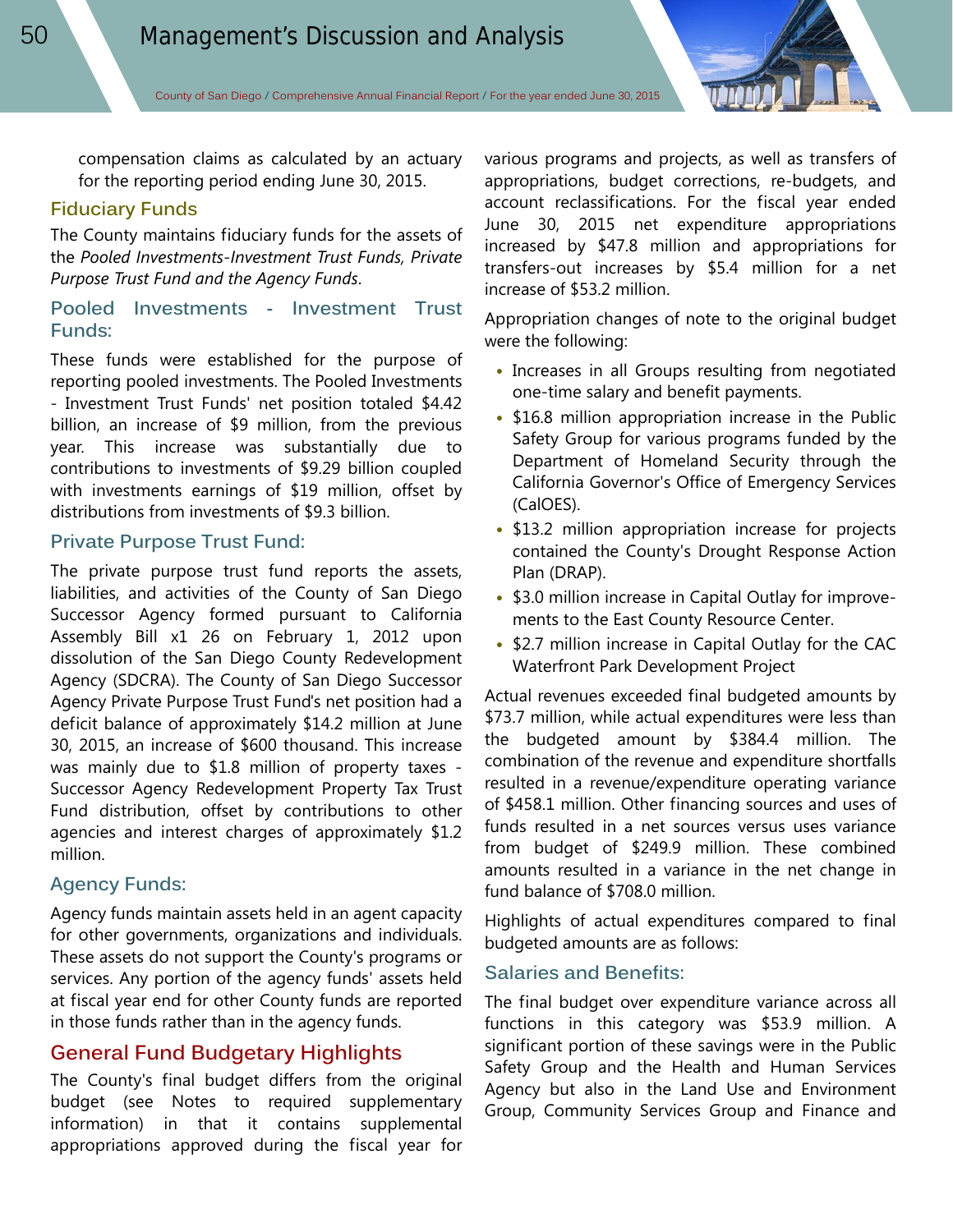compensation claims as calculated by an actuary for the reporting period ending June 30, 2015.

### Fiduciary Funds

The County maintains fiduciary funds for the assets of the *Pooled Investments-Investment Trust Funds, Private Purpose Trust Fund and the Agency Funds*.

#### Pooled Investments - Investment Trust Funds:

These funds were established for the purpose of reporting pooled investments. The Pooled Investments - Investment Trust Funds' net position totaled $4.42 billion, an increase of $9 million, from the previous year. This increase was substantially due to contributions to investments of $9.29 billion coupled with investments earnings of $19 million, offset by distributions from investments of $9.3 billion.

#### Private Purpose Trust Fund:

The private purpose trust fund reports the assets, liabilities, and activities of the County of San Diego Successor Agency formed pursuant to California Assembly Bill x1 26 on February 1, 2012 upon dissolution of the San Diego County Redevelopment Agency (SDCRA). The County of San Diego Successor Agency Private Purpose Trust Fund's net position had a deficit balance of approximately $14.2 million at June 30, 2015, an increase of $600 thousand. This increase was mainly due to $1.8 million of property taxes - Successor Agency Redevelopment Property Tax Trust Fund distribution, offset by contributions to other agencies and interest charges of approximately $1.2 million.

#### Agency Funds:

Agency funds maintain assets held in an agent capacity for other governments, organizations and individuals. These assets do not support the County's programs or services. Any portion of the agency funds' assets held at fiscal year end for other County funds are reported in those funds rather than in the agency funds.

## General Fund Budgetary Highlights

The County's final budget differs from the original budget (see Notes to required supplementary information) in that it contains supplemental appropriations approved during the fiscal year for various programs and projects, as well as transfers of appropriations, budget corrections, re-budgets, and account reclassifications. For the fiscal year ended June 30, 2015 net expenditure appropriations increased by $47.8 million and appropriations for transfers-out increases by $5.4 million for a net increase of $53.2 million.

Appropriation changes of note to the original budget were the following:

- Increases in all Groups resulting from negotiated one-time salary and benefit payments.
- $16.8 million appropriation increase in the Public Safety Group for various programs funded by the Department of Homeland Security through the California Governor's Office of Emergency Services (CalOES).
- $13.2 million appropriation increase for projects contained the County's Drought Response Action Plan (DRAP).
- $3.0 million increase in Capital Outlay for improvements to the East County Resource Center.
- $2.7 million increase in Capital Outlay for the CAC Waterfront Park Development Project

Actual revenues exceeded final budgeted amounts by $73.7 million, while actual expenditures were less than the budgeted amount by $384.4 million. The combination of the revenue and expenditure shortfalls resulted in a revenue/expenditure operating variance of $458.1 million. Other financing sources and uses of funds resulted in a net sources versus uses variance from budget of $249.9 million. These combined amounts resulted in a variance in the net change in fund balance of $708.0 million.

Highlights of actual expenditures compared to final budgeted amounts are as follows:

#### Salaries and Benefits:

The final budget over expenditure variance across all functions in this category was $53.9 million. A significant portion of these savings were in the Public Safety Group and the Health and Human Services Agency but also in the Land Use and Environment Group, Community Services Group and Finance and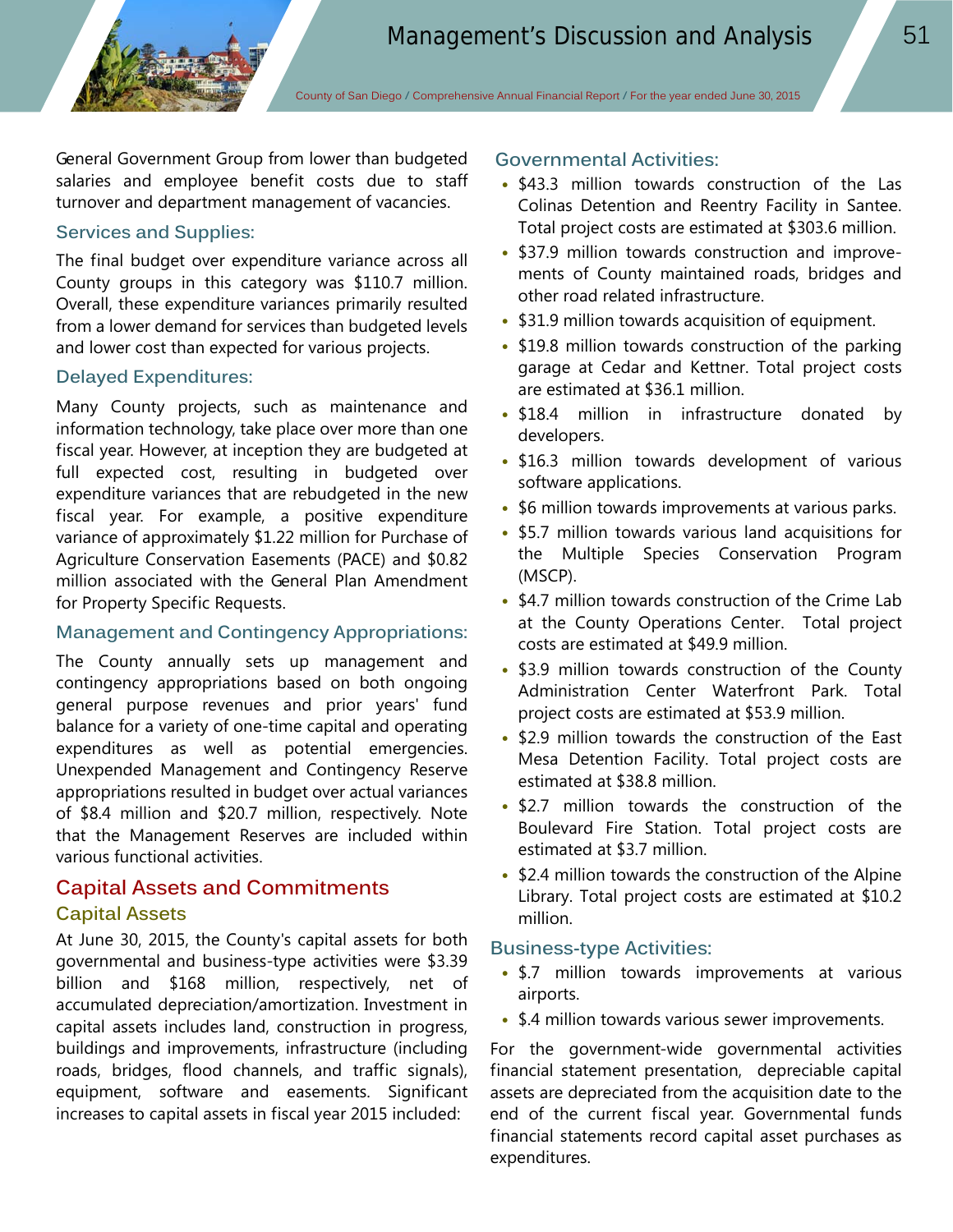General Government Group from lower than budgeted salaries and employee benefit costs due to staff turnover and department management of vacancies.

### Services and Supplies:

The final budget over expenditure variance across all County groups in this category was $110.7 million. Overall, these expenditure variances primarily resulted from a lower demand for services than budgeted levels and lower cost than expected for various projects.

### Delayed Expenditures:

Many County projects, such as maintenance and information technology, take place over more than one fiscal year. However, at inception they are budgeted at full expected cost, resulting in budgeted over expenditure variances that are rebudgeted in the new fiscal year. For example, a positive expenditure variance of approximately $1.22 million for Purchase of Agriculture Conservation Easements (PACE) and $0.82 million associated with the General Plan Amendment for Property Specific Requests.

### Management and Contingency Appropriations:

The County annually sets up management and contingency appropriations based on both ongoing general purpose revenues and prior years' fund balance for a variety of one-time capital and operating expenditures as well as potential emergencies. Unexpended Management and Contingency Reserve appropriations resulted in budget over actual variances of $8.4 million and $20.7 million, respectively. Note that the Management Reserves are included within various functional activities.

## Capital Assets and Commitments

### Capital Assets

At June 30, 2015, the County's capital assets for both governmental and business-type activities were $3.39 billion and $168 million, respectively, net of accumulated depreciation/amortization. Investment in capital assets includes land, construction in progress, buildings and improvements, infrastructure (including roads, bridges, flood channels, and traffic signals), equipment, software and easements. Significant increases to capital assets in fiscal year 2015 included:

### Governmental Activities:

- $43.3 million towards construction of the Las Colinas Detention and Reentry Facility in Santee. Total project costs are estimated at $303.6 million.
- $37.9 million towards construction and improvements of County maintained roads, bridges and other road related infrastructure.
- $31.9 million towards acquisition of equipment.
- $19.8 million towards construction of the parking garage at Cedar and Kettner. Total project costs are estimated at $36.1 million.
- $18.4 million in infrastructure donated by developers.
- $16.3 million towards development of various software applications.
- $6 million towards improvements at various parks.
- $5.7 million towards various land acquisitions for the Multiple Species Conservation Program (MSCP).
- $4.7 million towards construction of the Crime Lab at the County Operations Center. Total project costs are estimated at $49.9 million.
- $3.9 million towards construction of the County Administration Center Waterfront Park. Total project costs are estimated at $53.9 million.
- $2.9 million towards the construction of the East Mesa Detention Facility. Total project costs are estimated at $38.8 million.
- $2.7 million towards the construction of the Boulevard Fire Station. Total project costs are estimated at $3.7 million.
- $2.4 million towards the construction of the Alpine Library. Total project costs are estimated at $10.2 million.

### Business-type Activities:

- $.7 million towards improvements at various airports.
- $.4 million towards various sewer improvements.

For the government-wide governmental activities financial statement presentation, depreciable capital assets are depreciated from the acquisition date to the end of the current fiscal year. Governmental funds financial statements record capital asset purchases as expenditures.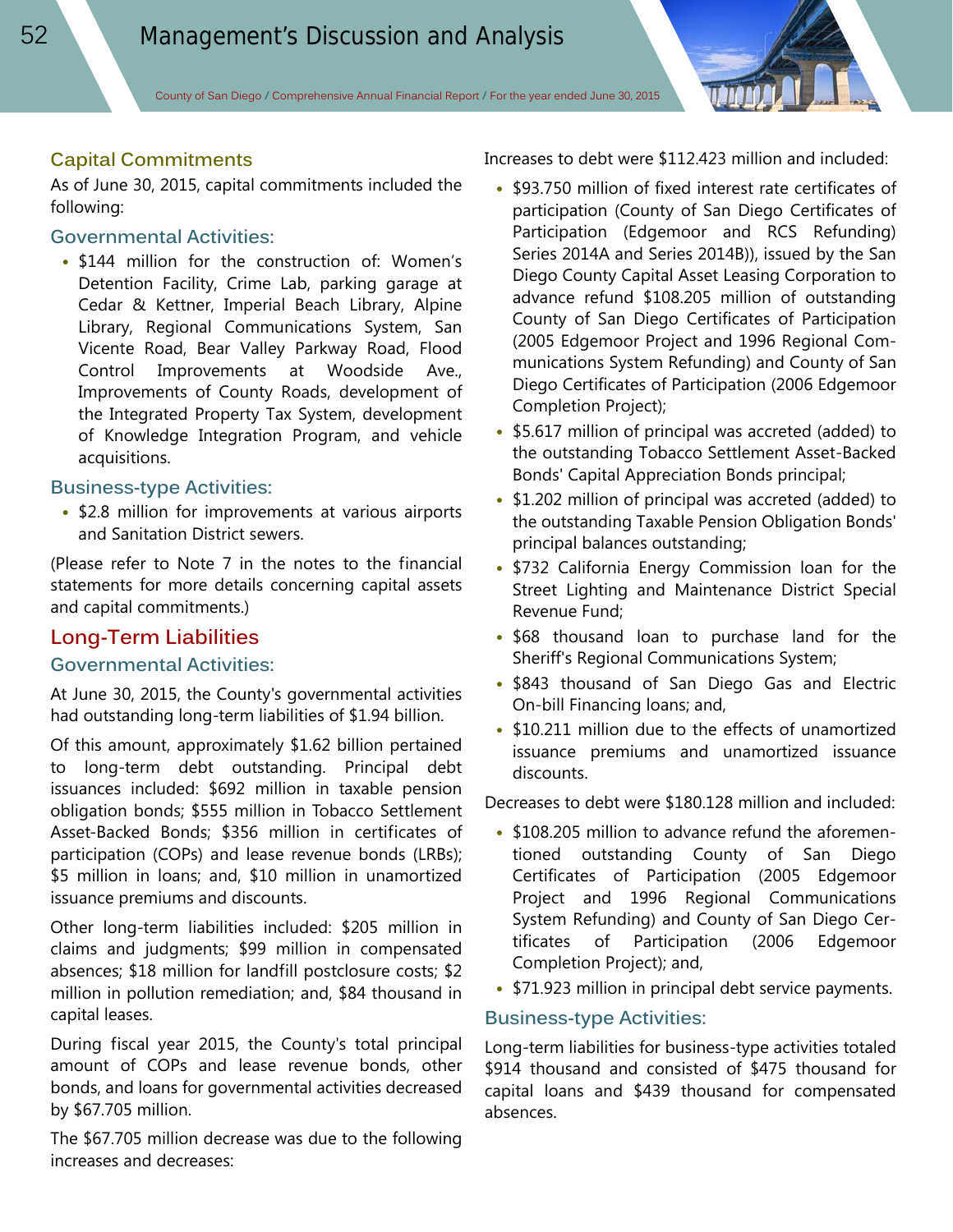## Capital Commitments

As of June 30, 2015, capital commitments included the following:

### Governmental Activities:

- $144 million for the construction of: Women's Detention Facility, Crime Lab, parking garage at Cedar & Kettner, Imperial Beach Library, Alpine Library, Regional Communications System, San Vicente Road, Bear Valley Parkway Road, Flood Control Improvements at Woodside Ave., Improvements of County Roads, development of the Integrated Property Tax System, development of Knowledge Integration Program, and vehicle acquisitions.

### Business-type Activities:

- $2.8 million for improvements at various airports and Sanitation District sewers.

(Please refer to Note 7 in the notes to the financial statements for more details concerning capital assets and capital commitments.)

## Long-Term Liabilities

### Governmental Activities:

At June 30, 2015, the County's governmental activities had outstanding long-term liabilities of $1.94 billion.

Of this amount, approximately $1.62 billion pertained to long-term debt outstanding. Principal debt issuances included: $692 million in taxable pension obligation bonds; $555 million in Tobacco Settlement Asset-Backed Bonds; $356 million in certificates of participation (COPs) and lease revenue bonds (LRBs); $5 million in loans; and, $10 million in unamortized issuance premiums and discounts.

Other long-term liabilities included: $205 million in claims and judgments; $99 million in compensated absences; $18 million for landfill postclosure costs; $2 million in pollution remediation; and, $84 thousand in capital leases.

During fiscal year 2015, the County's total principal amount of COPs and lease revenue bonds, other bonds, and loans for governmental activities decreased by $67.705 million.

The $67.705 million decrease was due to the following increases and decreases:

Increases to debt were $112.423 million and included:

- $93.750 million of fixed interest rate certificates of participation (County of San Diego Certificates of Participation (Edgemoor and RCS Refunding) Series 2014A and Series 2014B)), issued by the San Diego County Capital Asset Leasing Corporation to advance refund $108.205 million of outstanding County of San Diego Certificates of Participation (2005 Edgemoor Project and 1996 Regional Communications System Refunding) and County of San Diego Certificates of Participation (2006 Edgemoor Completion Project);
- $5.617 million of principal was accreted (added) to the outstanding Tobacco Settlement Asset-Backed Bonds' Capital Appreciation Bonds principal;
- $1.202 million of principal was accreted (added) to the outstanding Taxable Pension Obligation Bonds' principal balances outstanding;
- $732 California Energy Commission loan for the Street Lighting and Maintenance District Special Revenue Fund;
- $68 thousand loan to purchase land for the Sheriff's Regional Communications System;
- $843 thousand of San Diego Gas and Electric On-bill Financing loans; and,
- $10.211 million due to the effects of unamortized issuance premiums and unamortized issuance discounts.

Decreases to debt were $180.128 million and included:

- $108.205 million to advance refund the aforementioned outstanding County of San Diego Certificates of Participation (2005 Edgemoor Project and 1996 Regional Communications System Refunding) and County of San Diego Certificates of Participation (2006 Edgemoor Completion Project); and,
- $71.923 million in principal debt service payments.

### Business-type Activities:

Long-term liabilities for business-type activities totaled $914 thousand and consisted of $475 thousand for capital loans and $439 thousand for compensated absences.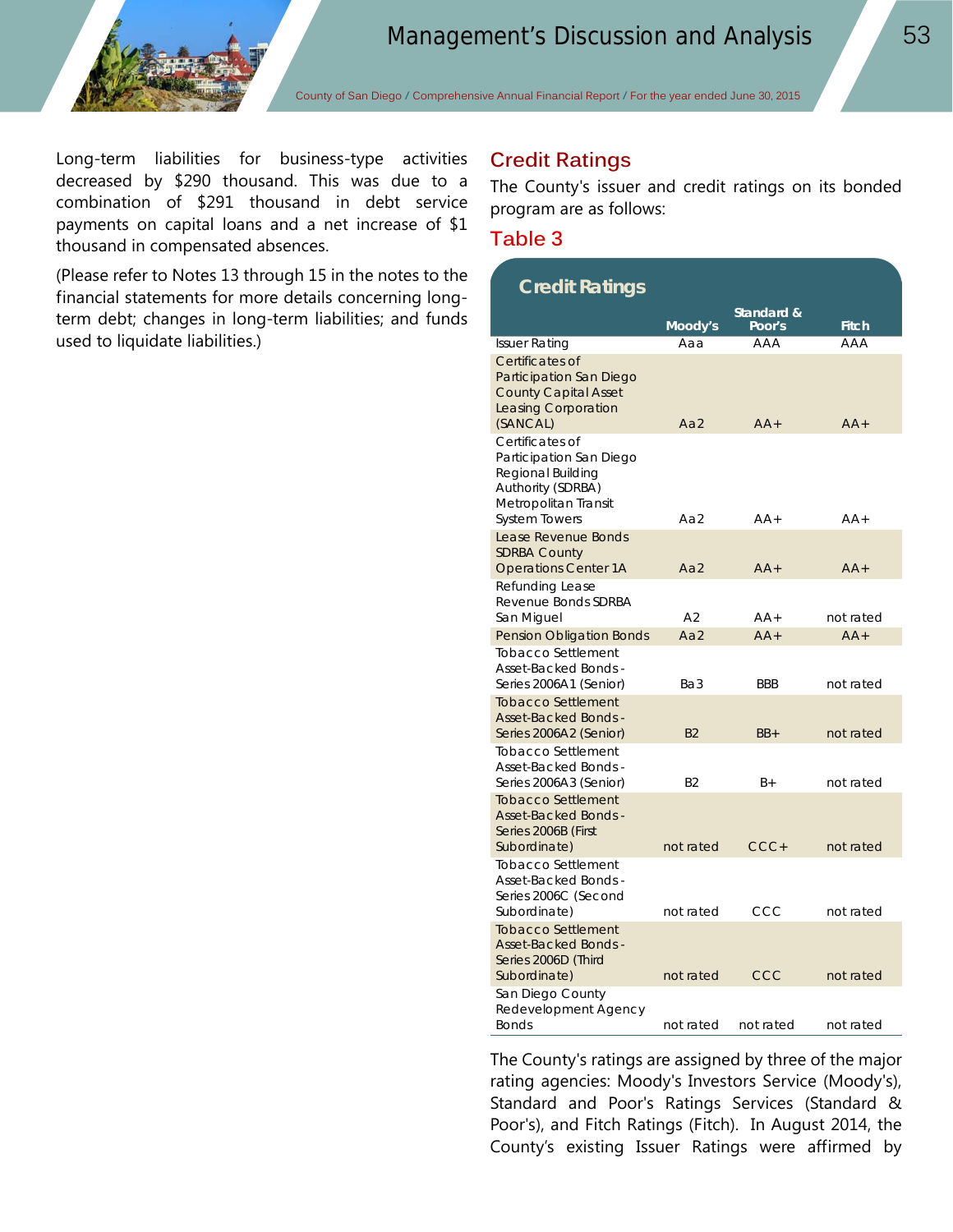Long-term liabilities for business-type activities decreased by $290 thousand. This was due to a combination of $291 thousand in debt service payments on capital loans and a net increase of $1 thousand in compensated absences.

(Please refer to Notes 13 through 15 in the notes to the financial statements for more details concerning long-term debt; changes in long-term liabilities; and funds used to liquidate liabilities.)

## Credit Ratings

The County's issuer and credit ratings on its bonded program are as follows:

## Table 3

**Credit Ratings**

| | Moody's | Standard & Poor's | Fitch |
|---|---|---|---|
| Issuer Rating | Aaa | AAA | AAA |
| Certificates of Participation San Diego County Capital Asset Leasing Corporation (SANCAL) | Aa2 | AA+ | AA+ |
| Certificates of Participation San Diego Regional Building Authority (SDRBA) Metropolitan Transit System Towers | Aa2 | AA+ | AA+ |
| Lease Revenue Bonds SDRBA County Operations Center 1A | Aa2 | AA+ | AA+ |
| Refunding Lease Revenue Bonds SDRBA San Miguel | A2 | AA+ | not rated |
| Pension Obligation Bonds | Aa2 | AA+ | AA+ |
| Tobacco Settlement Asset-Backed Bonds - Series 2006A1 (Senior) | Ba3 | BBB | not rated |
| Tobacco Settlement Asset-Backed Bonds - Series 2006A2 (Senior) | B2 | BB+ | not rated |
| Tobacco Settlement Asset-Backed Bonds - Series 2006A3 (Senior) | B2 | B+ | not rated |
| Tobacco Settlement Asset-Backed Bonds - Series 2006B (First Subordinate) | not rated | CCC+ | not rated |
| Tobacco Settlement Asset-Backed Bonds - Series 2006C (Second Subordinate) | not rated | CCC | not rated |
| Tobacco Settlement Asset-Backed Bonds - Series 2006D (Third Subordinate) | not rated | CCC | not rated |
| San Diego County Redevelopment Agency Bonds | not rated | not rated | not rated |

The County's ratings are assigned by three of the major rating agencies: Moody's Investors Service (Moody's), Standard and Poor's Ratings Services (Standard & Poor's), and Fitch Ratings (Fitch). In August 2014, the County's existing Issuer Ratings were affirmed by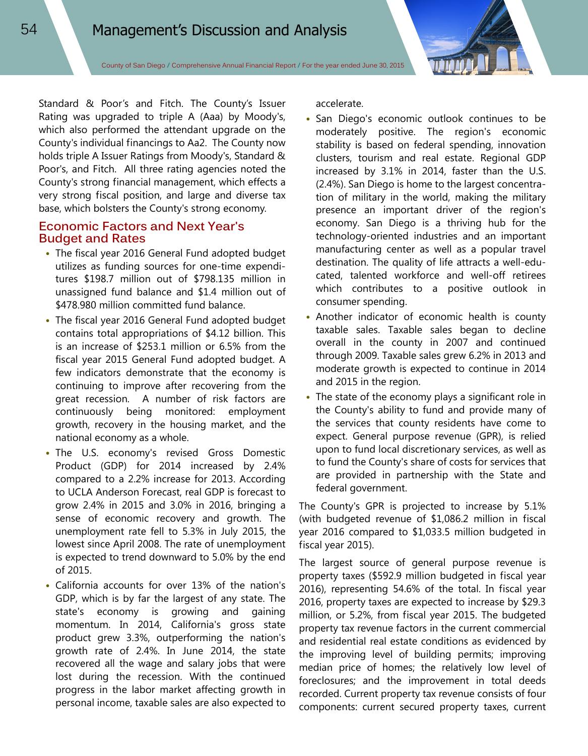Standard & Poor's and Fitch. The County's Issuer Rating was upgraded to triple A (Aaa) by Moody's, which also performed the attendant upgrade on the County's individual financings to Aa2. The County now holds triple A Issuer Ratings from Moody's, Standard & Poor's, and Fitch. All three rating agencies noted the County's strong financial management, which effects a very strong fiscal position, and large and diverse tax base, which bolsters the County's strong economy.

## Economic Factors and Next Year's Budget and Rates

- The fiscal year 2016 General Fund adopted budget utilizes as funding sources for one-time expenditures $198.7 million out of $798.135 million in unassigned fund balance and $1.4 million out of $478.980 million committed fund balance.
- The fiscal year 2016 General Fund adopted budget contains total appropriations of $4.12 billion. This is an increase of $253.1 million or 6.5% from the fiscal year 2015 General Fund adopted budget. A few indicators demonstrate that the economy is continuing to improve after recovering from the great recession. A number of risk factors are continuously being monitored: employment growth, recovery in the housing market, and the national economy as a whole.
- The U.S. economy's revised Gross Domestic Product (GDP) for 2014 increased by 2.4% compared to a 2.2% increase for 2013. According to UCLA Anderson Forecast, real GDP is forecast to grow 2.4% in 2015 and 3.0% in 2016, bringing a sense of economic recovery and growth. The unemployment rate fell to 5.3% in July 2015, the lowest since April 2008. The rate of unemployment is expected to trend downward to 5.0% by the end of 2015.
- California accounts for over 13% of the nation's GDP, which is by far the largest of any state. The state's economy is growing and gaining momentum. In 2014, California's gross state product grew 3.3%, outperforming the nation's growth rate of 2.4%. In June 2014, the state recovered all the wage and salary jobs that were lost during the recession. With the continued progress in the labor market affecting growth in personal income, taxable sales are also expected to accelerate.
- San Diego's economic outlook continues to be moderately positive. The region's economic stability is based on federal spending, innovation clusters, tourism and real estate. Regional GDP increased by 3.1% in 2014, faster than the U.S. (2.4%). San Diego is home to the largest concentration of military in the world, making the military presence an important driver of the region's economy. San Diego is a thriving hub for the technology-oriented industries and an important manufacturing center as well as a popular travel destination. The quality of life attracts a well-educated, talented workforce and well-off retirees which contributes to a positive outlook in consumer spending.
- Another indicator of economic health is county taxable sales. Taxable sales began to decline overall in the county in 2007 and continued through 2009. Taxable sales grew 6.2% in 2013 and moderate growth is expected to continue in 2014 and 2015 in the region.
- The state of the economy plays a significant role in the County's ability to fund and provide many of the services that county residents have come to expect. General purpose revenue (GPR), is relied upon to fund local discretionary services, as well as to fund the County's share of costs for services that are provided in partnership with the State and federal government.

The County's GPR is projected to increase by 5.1% (with budgeted revenue of $1,086.2 million in fiscal year 2016 compared to $1,033.5 million budgeted in fiscal year 2015).

The largest source of general purpose revenue is property taxes ($592.9 million budgeted in fiscal year 2016), representing 54.6% of the total. In fiscal year 2016, property taxes are expected to increase by $29.3 million, or 5.2%, from fiscal year 2015. The budgeted property tax revenue factors in the current commercial and residential real estate conditions as evidenced by the improving level of building permits; improving median price of homes; the relatively low level of foreclosures; and the improvement in total deeds recorded. Current property tax revenue consists of four components: current secured property taxes, current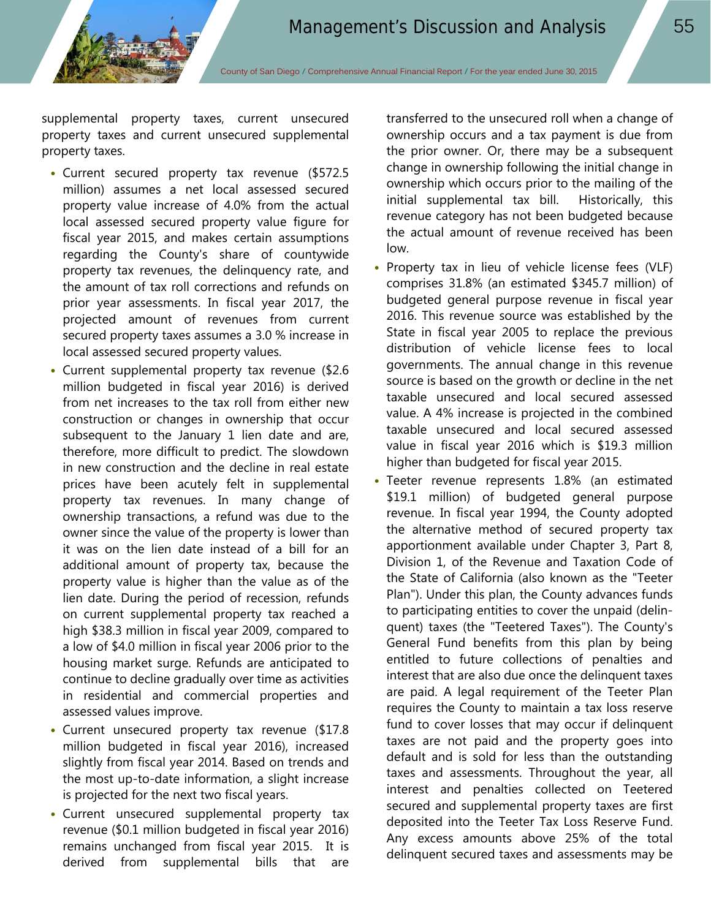supplemental property taxes, current unsecured property taxes and current unsecured supplemental property taxes.

- Current secured property tax revenue ($572.5 million) assumes a net local assessed secured property value increase of 4.0% from the actual local assessed secured property value figure for fiscal year 2015, and makes certain assumptions regarding the County's share of countywide property tax revenues, the delinquency rate, and the amount of tax roll corrections and refunds on prior year assessments. In fiscal year 2017, the projected amount of revenues from current secured property taxes assumes a 3.0 % increase in local assessed secured property values.
- Current supplemental property tax revenue ($2.6 million budgeted in fiscal year 2016) is derived from net increases to the tax roll from either new construction or changes in ownership that occur subsequent to the January 1 lien date and are, therefore, more difficult to predict. The slowdown in new construction and the decline in real estate prices have been acutely felt in supplemental property tax revenues. In many change of ownership transactions, a refund was due to the owner since the value of the property is lower than it was on the lien date instead of a bill for an additional amount of property tax, because the property value is higher than the value as of the lien date. During the period of recession, refunds on current supplemental property tax reached a high $38.3 million in fiscal year 2009, compared to a low of $4.0 million in fiscal year 2006 prior to the housing market surge. Refunds are anticipated to continue to decline gradually over time as activities in residential and commercial properties and assessed values improve.
- Current unsecured property tax revenue ($17.8 million budgeted in fiscal year 2016), increased slightly from fiscal year 2014. Based on trends and the most up-to-date information, a slight increase is projected for the next two fiscal years.
- Current unsecured supplemental property tax revenue ($0.1 million budgeted in fiscal year 2016) remains unchanged from fiscal year 2015. It is derived from supplemental bills that are transferred to the unsecured roll when a change of ownership occurs and a tax payment is due from the prior owner. Or, there may be a subsequent change in ownership following the initial change in ownership which occurs prior to the mailing of the initial supplemental tax bill. Historically, this revenue category has not been budgeted because the actual amount of revenue received has been low.
- Property tax in lieu of vehicle license fees (VLF) comprises 31.8% (an estimated $345.7 million) of budgeted general purpose revenue in fiscal year 2016. This revenue source was established by the State in fiscal year 2005 to replace the previous distribution of vehicle license fees to local governments. The annual change in this revenue source is based on the growth or decline in the net taxable unsecured and local secured assessed value. A 4% increase is projected in the combined taxable unsecured and local secured assessed value in fiscal year 2016 which is $19.3 million higher than budgeted for fiscal year 2015.
- Teeter revenue represents 1.8% (an estimated $19.1 million) of budgeted general purpose revenue. In fiscal year 1994, the County adopted the alternative method of secured property tax apportionment available under Chapter 3, Part 8, Division 1, of the Revenue and Taxation Code of the State of California (also known as the "Teeter Plan"). Under this plan, the County advances funds to participating entities to cover the unpaid (delinquent) taxes (the "Teetered Taxes"). The County's General Fund benefits from this plan by being entitled to future collections of penalties and interest that are also due once the delinquent taxes are paid. A legal requirement of the Teeter Plan requires the County to maintain a tax loss reserve fund to cover losses that may occur if delinquent taxes are not paid and the property goes into default and is sold for less than the outstanding taxes and assessments. Throughout the year, all interest and penalties collected on Teetered secured and supplemental property taxes are first deposited into the Teeter Tax Loss Reserve Fund. Any excess amounts above 25% of the total delinquent secured taxes and assessments may be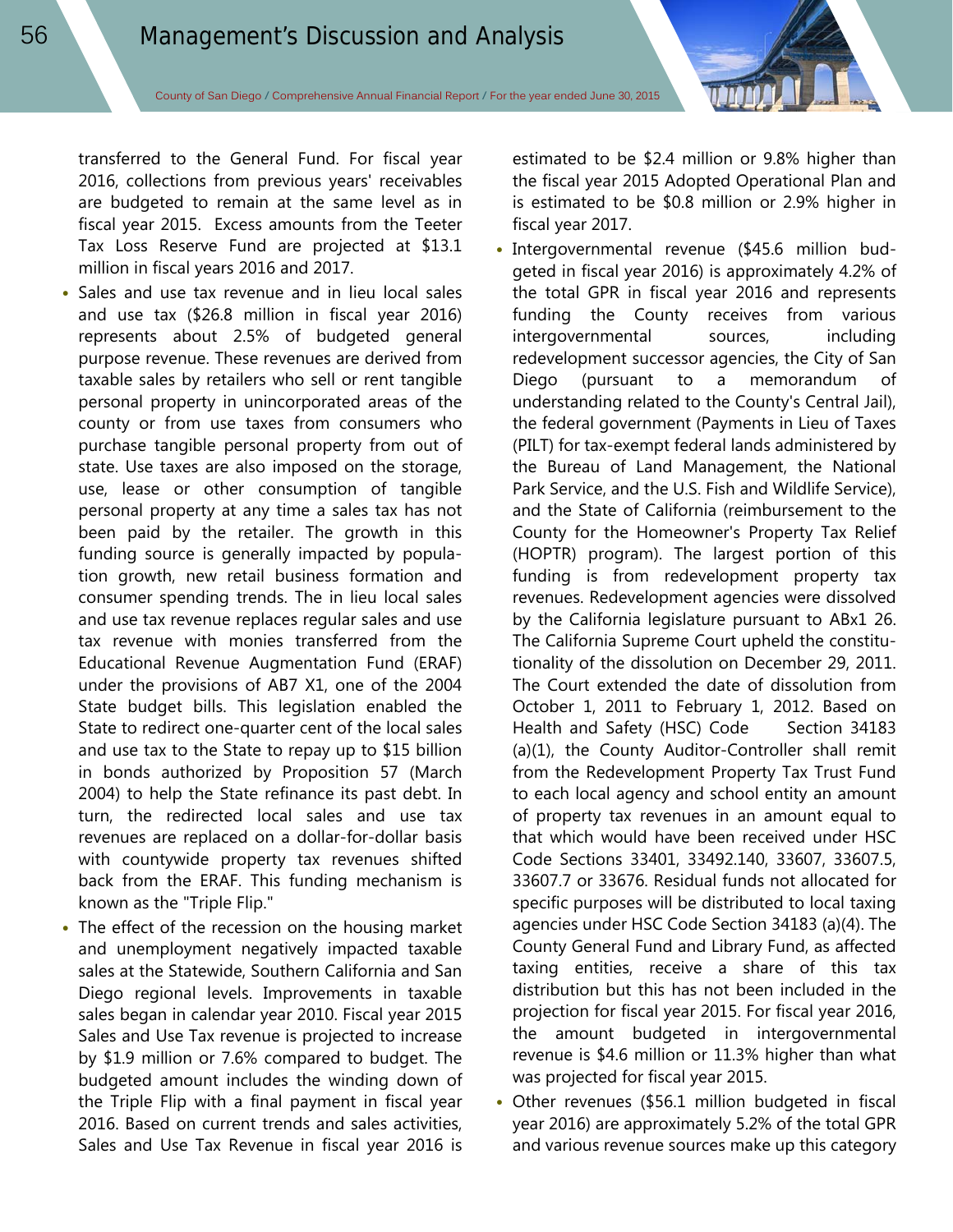transferred to the General Fund. For fiscal year 2016, collections from previous years' receivables are budgeted to remain at the same level as in fiscal year 2015. Excess amounts from the Teeter Tax Loss Reserve Fund are projected at $13.1 million in fiscal years 2016 and 2017.

- Sales and use tax revenue and in lieu local sales and use tax ($26.8 million in fiscal year 2016) represents about 2.5% of budgeted general purpose revenue. These revenues are derived from taxable sales by retailers who sell or rent tangible personal property in unincorporated areas of the county or from use taxes from consumers who purchase tangible personal property from out of state. Use taxes are also imposed on the storage, use, lease or other consumption of tangible personal property at any time a sales tax has not been paid by the retailer. The growth in this funding source is generally impacted by population growth, new retail business formation and consumer spending trends. The in lieu local sales and use tax revenue replaces regular sales and use tax revenue with monies transferred from the Educational Revenue Augmentation Fund (ERAF) under the provisions of AB7 X1, one of the 2004 State budget bills. This legislation enabled the State to redirect one-quarter cent of the local sales and use tax to the State to repay up to $15 billion in bonds authorized by Proposition 57 (March 2004) to help the State refinance its past debt. In turn, the redirected local sales and use tax revenues are replaced on a dollar-for-dollar basis with countywide property tax revenues shifted back from the ERAF. This funding mechanism is known as the "Triple Flip."
- The effect of the recession on the housing market and unemployment negatively impacted taxable sales at the Statewide, Southern California and San Diego regional levels. Improvements in taxable sales began in calendar year 2010. Fiscal year 2015 Sales and Use Tax revenue is projected to increase by $1.9 million or 7.6% compared to budget. The budgeted amount includes the winding down of the Triple Flip with a final payment in fiscal year 2016. Based on current trends and sales activities, Sales and Use Tax Revenue in fiscal year 2016 is estimated to be $2.4 million or 9.8% higher than the fiscal year 2015 Adopted Operational Plan and is estimated to be $0.8 million or 2.9% higher in fiscal year 2017.
- Intergovernmental revenue ($45.6 million budgeted in fiscal year 2016) is approximately 4.2% of the total GPR in fiscal year 2016 and represents funding the County receives from various intergovernmental sources, including redevelopment successor agencies, the City of San Diego (pursuant to a memorandum of understanding related to the County's Central Jail), the federal government (Payments in Lieu of Taxes (PILT) for tax-exempt federal lands administered by the Bureau of Land Management, the National Park Service, and the U.S. Fish and Wildlife Service), and the State of California (reimbursement to the County for the Homeowner's Property Tax Relief (HOPTR) program). The largest portion of this funding is from redevelopment property tax revenues. Redevelopment agencies were dissolved by the California legislature pursuant to ABx1 26. The California Supreme Court upheld the constitutionality of the dissolution on December 29, 2011. The Court extended the date of dissolution from October 1, 2011 to February 1, 2012. Based on Health and Safety (HSC) Code Section 34183 (a)(1), the County Auditor-Controller shall remit from the Redevelopment Property Tax Trust Fund to each local agency and school entity an amount of property tax revenues in an amount equal to that which would have been received under HSC Code Sections 33401, 33492.140, 33607, 33607.5, 33607.7 or 33676. Residual funds not allocated for specific purposes will be distributed to local taxing agencies under HSC Code Section 34183 (a)(4). The County General Fund and Library Fund, as affected taxing entities, receive a share of this tax distribution but this has not been included in the projection for fiscal year 2015. For fiscal year 2016, the amount budgeted in intergovernmental revenue is $4.6 million or 11.3% higher than what was projected for fiscal year 2015.
- Other revenues ($56.1 million budgeted in fiscal year 2016) are approximately 5.2% of the total GPR and various revenue sources make up this category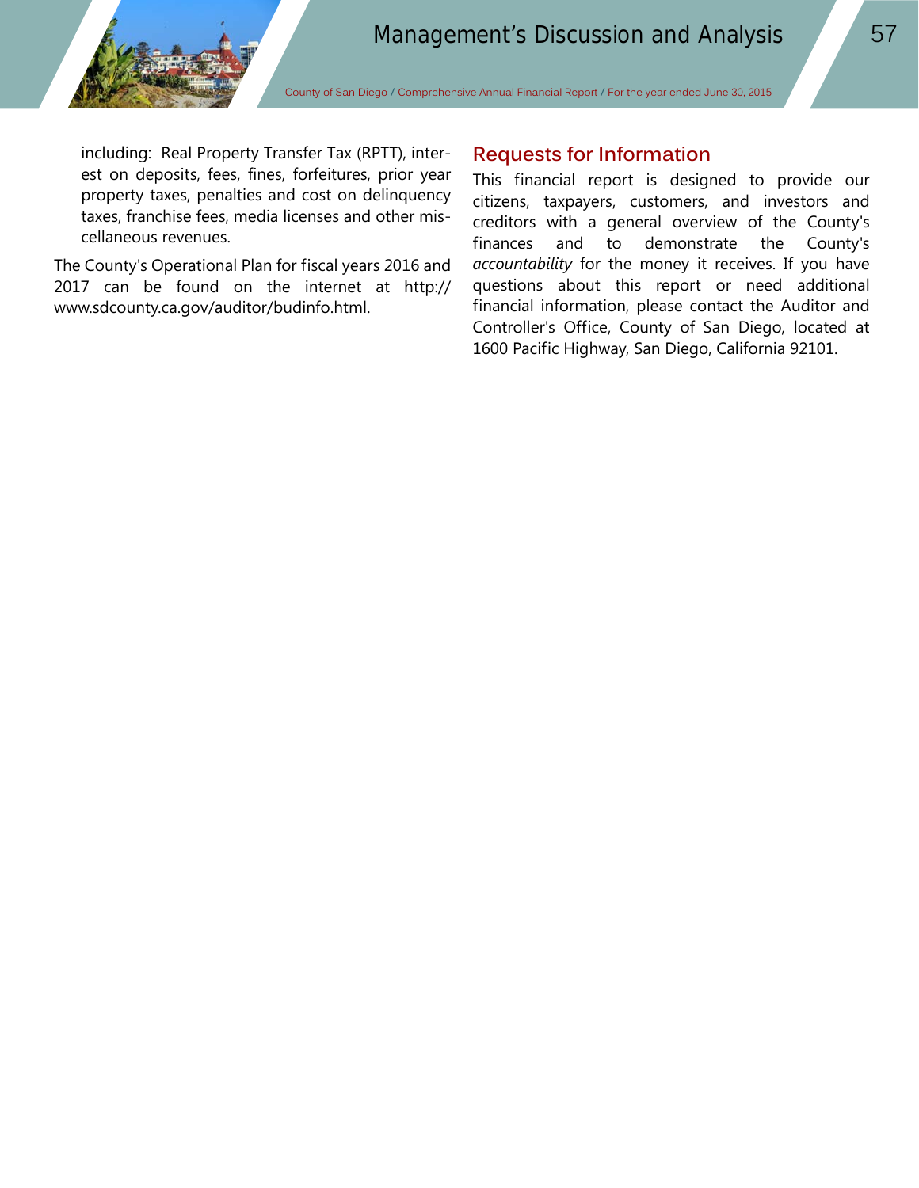including: Real Property Transfer Tax (RPTT), interest on deposits, fees, fines, forfeitures, prior year property taxes, penalties and cost on delinquency taxes, franchise fees, media licenses and other miscellaneous revenues.

The County's Operational Plan for fiscal years 2016 and 2017 can be found on the internet at http://www.sdcounty.ca.gov/auditor/budinfo.html.

## Requests for Information

This financial report is designed to provide our citizens, taxpayers, customers, and investors and creditors with a general overview of the County's finances and to demonstrate the County's *accountability* for the money it receives. If you have questions about this report or need additional financial information, please contact the Auditor and Controller's Office, County of San Diego, located at 1600 Pacific Highway, San Diego, California 92101.